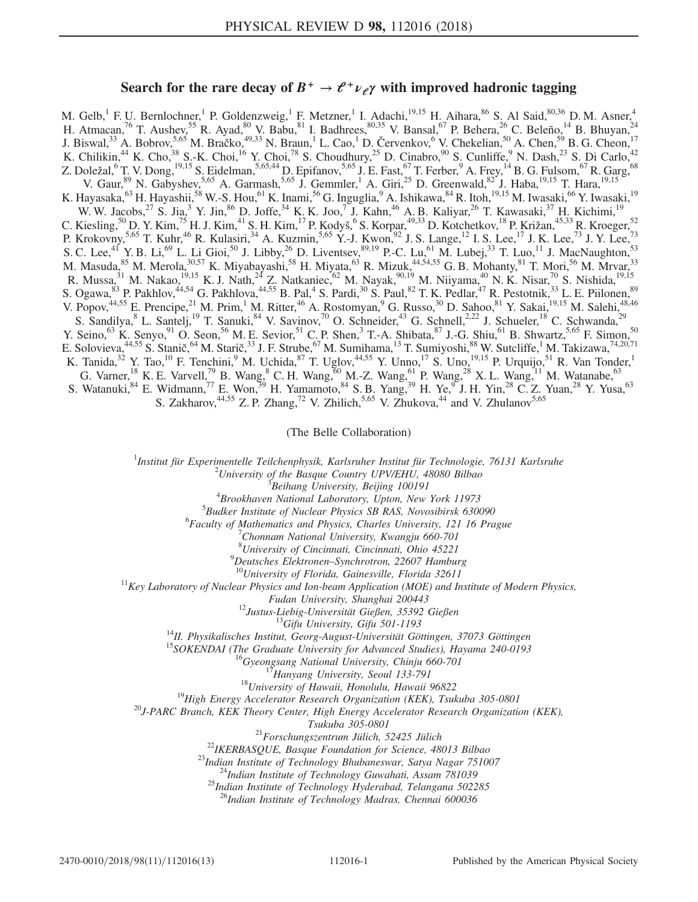# Search for the rare decay of $B^+ \to \ell^+ \nu_\ell \gamma$ with improved hadronic tagging

M. Gelb,[1] F. U. Bernlochner,[1] P. Goldenzweig,[1] F. Metzner,[1] I. Adachi,[19,15] H. Aihara,[86] S. Al Said,[80,36] D. M. Asner,[4] H. Atmacan,[76] T. Aushev,[55] R. Ayad,[80] V. Babu,[81] I. Badhrees,[80,35] V. Bansal,[67] P. Behera,[26] C. Beleño,[14] B. Bhuyan,[24] J. Biswal,[33] A. Bobrov,[5,65] M. Bračko,[49,33] N. Braun,[1] L. Cao,[1] D. Červenkov,[6] V. Chekelian,[50] A. Chen,[59] B. G. Cheon,[17] K. Chilikin,[44] K. Cho,[38] S.-K. Choi,[16] Y. Choi,[78] S. Choudhury,[25] D. Cinabro,[90] S. Cunliffe,[9] N. Dash,[23] S. Di Carlo,[42] Z. Doležal,[6] T. V. Dong,[19,15] S. Eidelman,[5,65,44] D. Epifanov,[5,65] J. E. Fast,[67] T. Ferber,[9] A. Frey,[14] B. G. Fulsom,[67] R. Garg,[68] V. Gaur,[89] N. Gabyshev,[5,65] A. Garmash,[5,65] J. Gemmler,[1] A. Giri,[25] D. Greenwald,[82] J. Haba,[19,15] T. Hara,[19,15] K. Hayasaka,[63] H. Hayashii,[58] W.-S. Hou,[61] K. Inami,[56] G. Inguglia,[9] A. Ishikawa,[84] R. Itoh,[19,15] M. Iwasaki,[66] Y. Iwasaki,[19] W. W. Jacobs,[27] S. Jia,[3] Y. Jin,[86] D. Joffe,[34] K. K. Joo,[7] J. Kahn,[46] A. B. Kaliyar,[26] T. Kawasaki,[37] H. Kichimi,[19] C. Kiesling,[50] D. Y. Kim,[75] H. J. Kim,[41] S. H. Kim,[17] P. Kodyš,[6] S. Korpar,[49,33] D. Kotchetkov,[18] P. Križan,[45,33] R. Kroeger,[52] P. Krokovny,[5,65] T. Kuhr,[46] R. Kulasiri,[34] A. Kuzmin,[5,65] Y.-J. Kwon,[92] J. S. Lange,[12] I. S. Lee,[17] J. K. Lee,[73] J. Y. Lee,[73] S. C. Lee,[41] Y. B. Li,[69] L. Li Gioi,[50] J. Libby,[26] D. Liventsev,[89,19] P.-C. Lu,[61] M. Lubej,[33] T. Luo,[11] J. MacNaughton,[53] M. Masuda,[85] M. Merola,[30,57] K. Miyabayashi,[58] H. Miyata,[63] R. Mizuk,[44,54,55] G. B. Mohanty,[81] T. Mori,[56] M. Mrvar,[33] R. Mussa,[31] M. Nakao,[19,15] K. J. Nath,[24] Z. Natkaniec,[62] M. Nayak,[90,19] M. Niiyama,[40] N. K. Nisar,[70] S. Nishida,[19,15] S. Ogawa,[83] P. Pakhlov,[44,54] G. Pakhlova,[44,55] B. Pal,[4] S. Pardi,[30] S. Paul,[82] T. K. Pedlar,[47] R. Pestotnik,[33] L. E. Piilonen,[89] V. Popov,[44,55] E. Prencipe,[21] M. Prim,[1] M. Ritter,[46] A. Rostomyan,[9] G. Russo,[30] D. Sahoo,[81] Y. Sakai,[19,15] M. Salehi,[48,46] S. Sandilya,[8] L. Santelj,[19] T. Sanuki,[84] V. Savinov,[70] O. Schneider,[43] G. Schnell,[2,22] J. Schueler,[18] C. Schwanda,[29] Y. Seino,[63] K. Senyo,[91] O. Seon,[56] M. E. Sevior,[51] C. P. Shen,[3] T.-A. Shibata,[87] J.-G. Shiu,[61] B. Shwartz,[5,65] F. Simon,[50] E. Solovieva,[44,55] S. Stanič,[64] M. Starič,[33] J. F. Strube,[67] M. Sumihama,[13] T. Sumiyoshi,[88] W. Sutcliffe,[1] M. Takizawa,[74,20,71] K. Tanida,[32] Y. Tao,[10] F. Tenchini,[9] M. Uchida,[87] T. Uglov,[44,55] Y. Unno,[17] S. Uno,[19,15] P. Urquijo,[51] R. Van Tonder,[1] G. Varner,[18] K. E. Varvell,[79] B. Wang,[8] C. H. Wang,[60] M.-Z. Wang,[61] P. Wang,[28] X. L. Wang,[11] M. Watanabe,[63] S. Watanuki,[84] E. Widmann,[77] E. Won,[39] H. Yamamoto,[84] S. B. Yang,[39] H. Ye,[9] J. H. Yin,[28] C. Z. Yuan,[28] Y. Yusa,[63] S. Zakharov,[44,55] Z. P. Zhang,[72] V. Zhilich,[5,65] V. Zhukova,[44] and V. Zhulanov[5,65]

(The Belle Collaboration)

[1] *Institut für Experimentelle Teilchenphysik, Karlsruher Institut für Technologie, 76131 Karlsruhe*
[2] *University of the Basque Country UPV/EHU, 48080 Bilbao*
[3] *Beihang University, Beijing 100191*
[4] *Brookhaven National Laboratory, Upton, New York 11973*
[5] *Budker Institute of Nuclear Physics SB RAS, Novosibirsk 630090*
[6] *Faculty of Mathematics and Physics, Charles University, 121 16 Prague*
[7] *Chonnam National University, Kwangju 660-701*
[8] *University of Cincinnati, Cincinnati, Ohio 45221*
[9] *Deutsches Elektronen–Synchrotron, 22607 Hamburg*
[10] *University of Florida, Gainesville, Florida 32611*
[11] *Key Laboratory of Nuclear Physics and Ion-beam Application (MOE) and Institute of Modern Physics, Fudan University, Shanghai 200443*
[12] *Justus-Liebig-Universität Gießen, 35392 Gießen*
[13] *Gifu University, Gifu 501-1193*
[14] *II. Physikalisches Institut, Georg-August-Universität Göttingen, 37073 Göttingen*
[15] *SOKENDAI (The Graduate University for Advanced Studies), Hayama 240-0193*
[16] *Gyeongsang National University, Chinju 660-701*
[17] *Hanyang University, Seoul 133-791*
[18] *University of Hawaii, Honolulu, Hawaii 96822*
[19] *High Energy Accelerator Research Organization (KEK), Tsukuba 305-0801*
[20] *J-PARC Branch, KEK Theory Center, High Energy Accelerator Research Organization (KEK), Tsukuba 305-0801*
[21] *Forschungszentrum Jülich, 52425 Jülich*
[22] *IKERBASQUE, Basque Foundation for Science, 48013 Bilbao*
[23] *Indian Institute of Technology Bhubaneswar, Satya Nagar 751007*
[24] *Indian Institute of Technology Guwahati, Assam 781039*
[25] *Indian Institute of Technology Hyderabad, Telangana 502285*
[26] *Indian Institute of Technology Madras, Chennai 600036*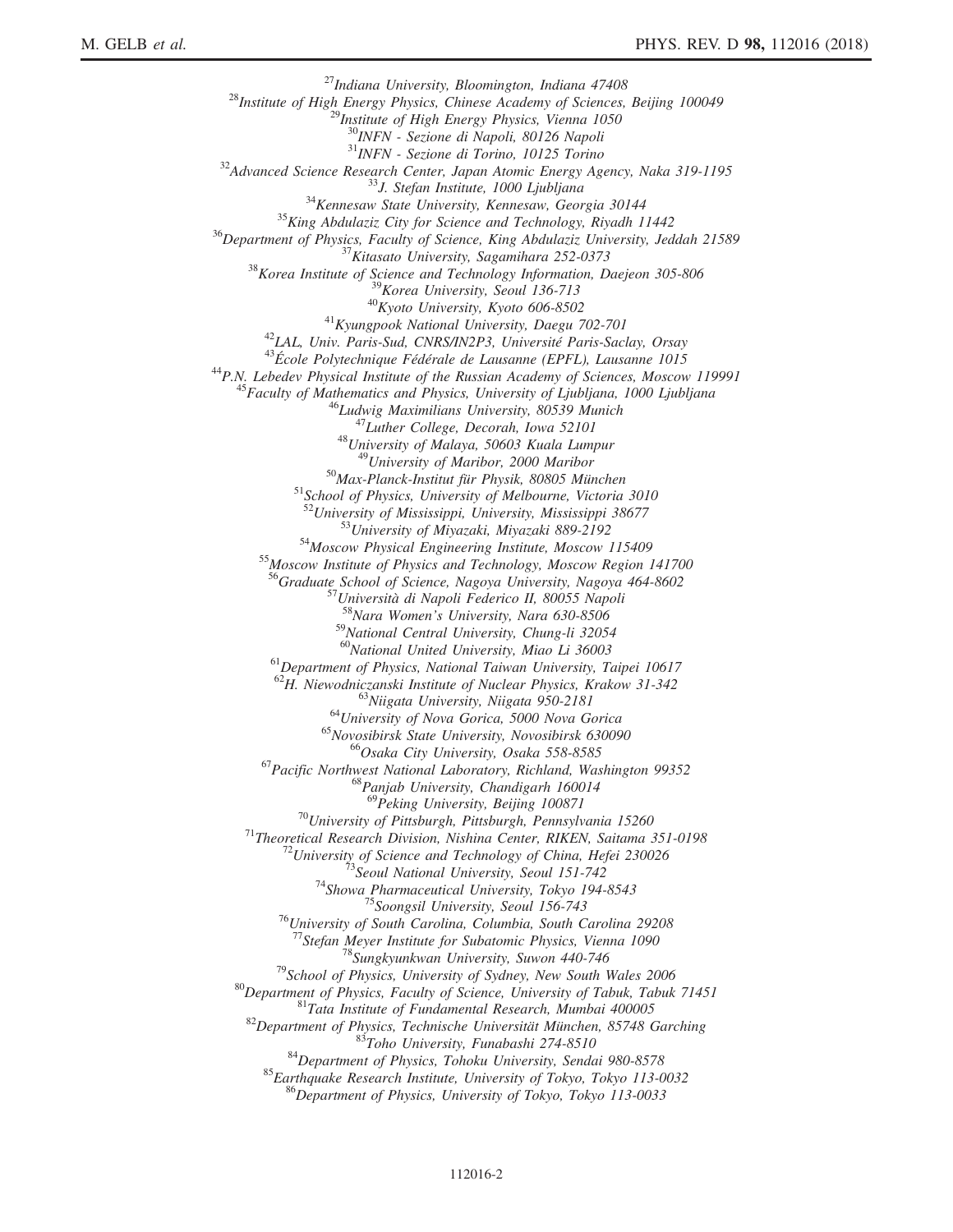[27]*Indiana University, Bloomington, Indiana 47408*
[28]*Institute of High Energy Physics, Chinese Academy of Sciences, Beijing 100049*
[29]*Institute of High Energy Physics, Vienna 1050*
[30]*INFN - Sezione di Napoli, 80126 Napoli*
[31]*INFN - Sezione di Torino, 10125 Torino*
[32]*Advanced Science Research Center, Japan Atomic Energy Agency, Naka 319-1195*
[33]*J. Stefan Institute, 1000 Ljubljana*
[34]*Kennesaw State University, Kennesaw, Georgia 30144*
[35]*King Abdulaziz City for Science and Technology, Riyadh 11442*
[36]*Department of Physics, Faculty of Science, King Abdulaziz University, Jeddah 21589*
[37]*Kitasato University, Sagamihara 252-0373*
[38]*Korea Institute of Science and Technology Information, Daejeon 305-806*
[39]*Korea University, Seoul 136-713*
[40]*Kyoto University, Kyoto 606-8502*
[41]*Kyungpook National University, Daegu 702-701*
[42]*LAL, Univ. Paris-Sud, CNRS/IN2P3, Université Paris-Saclay, Orsay*
[43]*École Polytechnique Fédérale de Lausanne (EPFL), Lausanne 1015*
[44]*P.N. Lebedev Physical Institute of the Russian Academy of Sciences, Moscow 119991*
[45]*Faculty of Mathematics and Physics, University of Ljubljana, 1000 Ljubljana*
[46]*Ludwig Maximilians University, 80539 Munich*
[47]*Luther College, Decorah, Iowa 52101*
[48]*University of Malaya, 50603 Kuala Lumpur*
[49]*University of Maribor, 2000 Maribor*
[50]*Max-Planck-Institut für Physik, 80805 München*
[51]*School of Physics, University of Melbourne, Victoria 3010*
[52]*University of Mississippi, University, Mississippi 38677*
[53]*University of Miyazaki, Miyazaki 889-2192*
[54]*Moscow Physical Engineering Institute, Moscow 115409*
[55]*Moscow Institute of Physics and Technology, Moscow Region 141700*
[56]*Graduate School of Science, Nagoya University, Nagoya 464-8602*
[57]*Università di Napoli Federico II, 80055 Napoli*
[58]*Nara Women's University, Nara 630-8506*
[59]*National Central University, Chung-li 32054*
[60]*National United University, Miao Li 36003*
[61]*Department of Physics, National Taiwan University, Taipei 10617*
[62]*H. Niewodniczanski Institute of Nuclear Physics, Krakow 31-342*
[63]*Niigata University, Niigata 950-2181*
[64]*University of Nova Gorica, 5000 Nova Gorica*
[65]*Novosibirsk State University, Novosibirsk 630090*
[66]*Osaka City University, Osaka 558-8585*
[67]*Pacific Northwest National Laboratory, Richland, Washington 99352*
[68]*Panjab University, Chandigarh 160014*
[69]*Peking University, Beijing 100871*
[70]*University of Pittsburgh, Pittsburgh, Pennsylvania 15260*
[71]*Theoretical Research Division, Nishina Center, RIKEN, Saitama 351-0198*
[72]*University of Science and Technology of China, Hefei 230026*
[73]*Seoul National University, Seoul 151-742*
[74]*Showa Pharmaceutical University, Tokyo 194-8543*
[75]*Soongsil University, Seoul 156-743*
[76]*University of South Carolina, Columbia, South Carolina 29208*
[77]*Stefan Meyer Institute for Subatomic Physics, Vienna 1090*
[78]*Sungkyunkwan University, Suwon 440-746*
[79]*School of Physics, University of Sydney, New South Wales 2006*
[80]*Department of Physics, Faculty of Science, University of Tabuk, Tabuk 71451*
[81]*Tata Institute of Fundamental Research, Mumbai 400005*
[82]*Department of Physics, Technische Universität München, 85748 Garching*
[83]*Toho University, Funabashi 274-8510*
[84]*Department of Physics, Tohoku University, Sendai 980-8578*
[85]*Earthquake Research Institute, University of Tokyo, Tokyo 113-0032*
[86]*Department of Physics, University of Tokyo, Tokyo 113-0033*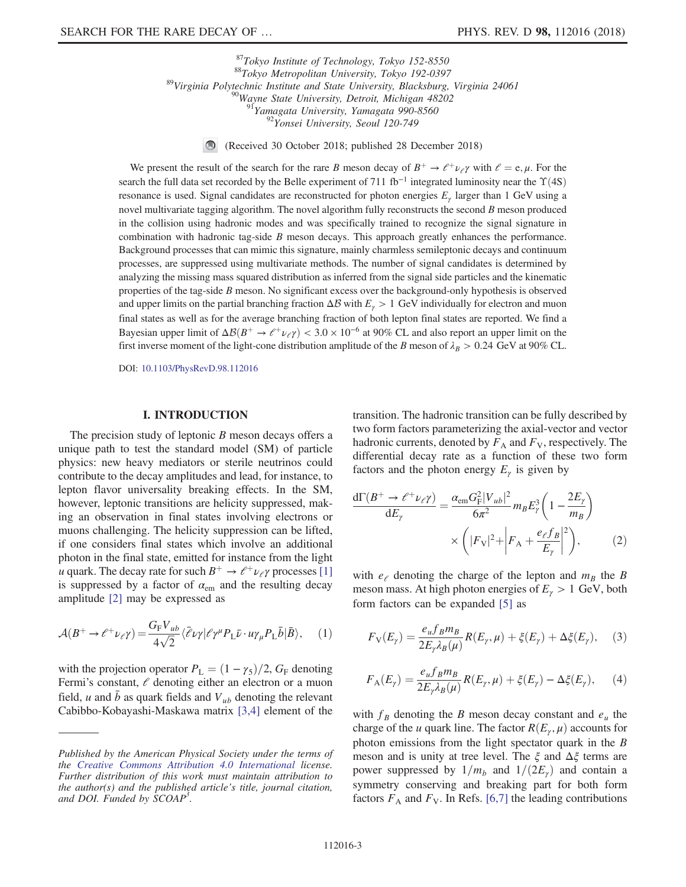[87]*Tokyo Institute of Technology, Tokyo 152-8550*
[88]*Tokyo Metropolitan University, Tokyo 192-0397*
[89]*Virginia Polytechnic Institute and State University, Blacksburg, Virginia 24061*
[90]*Wayne State University, Detroit, Michigan 48202*
[91]*Yamagata University, Yamagata 990-8560*
[92]*Yonsei University, Seoul 120-749*

(Received 30 October 2018; published 28 December 2018)

We present the result of the search for the rare $B$ meson decay of $B^+ \to \ell^+\nu_\ell\gamma$ with $\ell = e, \mu$. For the search the full data set recorded by the Belle experiment of 711 fb$^{-1}$ integrated luminosity near the $\Upsilon(4S)$ resonance is used. Signal candidates are reconstructed for photon energies $E_\gamma$ larger than 1 GeV using a novel multivariate tagging algorithm. The novel algorithm fully reconstructs the second $B$ meson produced in the collision using hadronic modes and was specifically trained to recognize the signal signature in combination with hadronic tag-side $B$ meson decays. This approach greatly enhances the performance. Background processes that can mimic this signature, mainly charmless semileptonic decays and continuum processes, are suppressed using multivariate methods. The number of signal candidates is determined by analyzing the missing mass squared distribution as inferred from the signal side particles and the kinematic properties of the tag-side $B$ meson. No significant excess over the background-only hypothesis is observed and upper limits on the partial branching fraction $\Delta\mathcal{B}$ with $E_\gamma > 1$ GeV individually for electron and muon final states as well as for the average branching fraction of both lepton final states are reported. We find a Bayesian upper limit of $\Delta\mathcal{B}(B^+ \to \ell^+\nu_\ell\gamma) < 3.0 \times 10^{-6}$ at 90% CL and also report an upper limit on the first inverse moment of the light-cone distribution amplitude of the $B$ meson of $\lambda_B > 0.24$ GeV at 90% CL.

DOI: 10.1103/PhysRevD.98.112016

## I. INTRODUCTION

The precision study of leptonic $B$ meson decays offers a unique path to test the standard model (SM) of particle physics: new heavy mediators or sterile neutrinos could contribute to the decay amplitudes and lead, for instance, to lepton flavor universality breaking effects. In the SM, however, leptonic transitions are helicity suppressed, making an observation in final states involving electrons or muons challenging. The helicity suppression can be lifted, if one considers final states which involve an additional photon in the final state, emitted for instance from the light $u$ quark. The decay rate for such $B^+ \to \ell^+\nu_\ell\gamma$ processes [1] is suppressed by a factor of $\alpha_{\rm em}$ and the resulting decay amplitude [2] may be expressed as

$$\mathcal{A}(B^+ \to \ell^+\nu_\ell\gamma) = \frac{G_F V_{ub}}{4\sqrt{2}} \langle \bar{\ell}\nu\gamma | \ell\gamma^\mu P_L \bar{\nu} \cdot u\gamma_\mu P_L \bar{b} | \bar{B} \rangle, \quad (1)$$

with the projection operator $P_L = (1 - \gamma_5)/2$, $G_F$ denoting Fermi's constant, $\ell$ denoting either an electron or a muon field, $u$ and $\bar{b}$ as quark fields and $V_{ub}$ denoting the relevant Cabibbo-Kobayashi-Maskawa matrix [3,4] element of the transition. The hadronic transition can be fully described by two form factors parameterizing the axial-vector and vector hadronic currents, denoted by $F_A$ and $F_V$, respectively. The differential decay rate as a function of these two form factors and the photon energy $E_\gamma$ is given by

$$\frac{d\Gamma(B^+ \to \ell^+\nu_\ell\gamma)}{dE_\gamma} = \frac{\alpha_{\rm em} G_F^2 |V_{ub}|^2}{6\pi^2} m_B E_\gamma^3 \left(1 - \frac{2E_\gamma}{m_B}\right) \times \left(|F_V|^2 + \left|F_A + \frac{e_\ell f_B}{E_\gamma}\right|^2\right), \quad (2)$$

with $e_\ell$ denoting the charge of the lepton and $m_B$ the $B$ meson mass. At high photon energies of $E_\gamma > 1$ GeV, both form factors can be expanded [5] as

$$F_V(E_\gamma) = \frac{e_u f_B m_B}{2E_\gamma \lambda_B(\mu)} R(E_\gamma, \mu) + \xi(E_\gamma) + \Delta\xi(E_\gamma), \quad (3)$$

$$F_A(E_\gamma) = \frac{e_u f_B m_B}{2E_\gamma \lambda_B(\mu)} R(E_\gamma, \mu) + \xi(E_\gamma) - \Delta\xi(E_\gamma), \quad (4)$$

with $f_B$ denoting the $B$ meson decay constant and $e_u$ the charge of the $u$ quark line. The factor $R(E_\gamma, \mu)$ accounts for photon emissions from the light spectator quark in the $B$ meson and is unity at tree level. The $\xi$ and $\Delta\xi$ terms are power suppressed by $1/m_b$ and $1/(2E_\gamma)$ and contain a symmetry conserving and breaking part for both form factors $F_A$ and $F_V$. In Refs. [6,7] the leading contributions

---

*Published by the American Physical Society under the terms of the Creative Commons Attribution 4.0 International license. Further distribution of this work must maintain attribution to the author(s) and the published article's title, journal citation, and DOI. Funded by SCOAP*[3].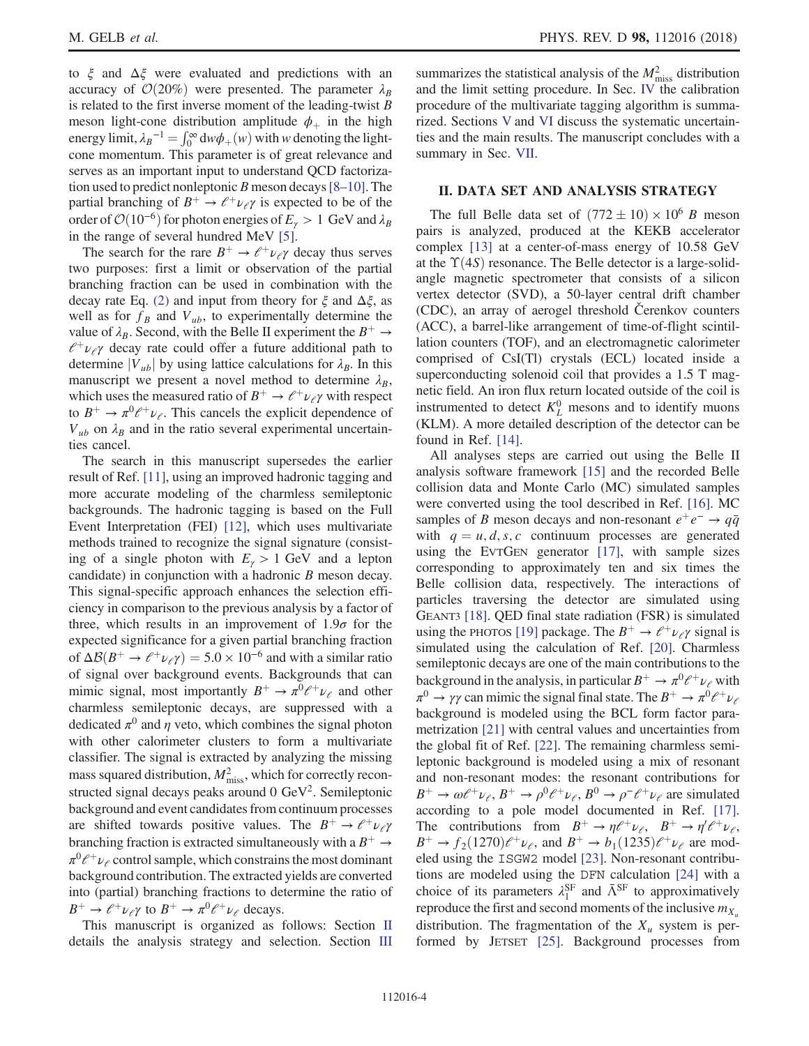to $\xi$ and $\Delta\xi$ were evaluated and predictions with an accuracy of $\mathcal{O}(20\%)$ were presented. The parameter $\lambda_B$ is related to the first inverse moment of the leading-twist $B$ meson light-cone distribution amplitude $\phi_+$ in the high energy limit, $\lambda_B{}^{-1} = \int_0^\infty \mathrm{d}w \phi_+(w)$ with $w$ denoting the light-cone momentum. This parameter is of great relevance and serves as an important input to understand QCD factorization used to predict nonleptonic $B$ meson decays [8–10]. The partial branching of $B^+ \to \ell^+ \nu_\ell \gamma$ is expected to be of the order of $\mathcal{O}(10^{-6})$ for photon energies of $E_\gamma > 1$ GeV and $\lambda_B$ in the range of several hundred MeV [5].

The search for the rare $B^+ \to \ell^+ \nu_\ell \gamma$ decay thus serves two purposes: first a limit or observation of the partial branching fraction can be used in combination with the decay rate Eq. (2) and input from theory for $\xi$ and $\Delta\xi$, as well as for $f_B$ and $V_{ub}$, to experimentally determine the value of $\lambda_B$. Second, with the Belle II experiment the $B^+ \to \ell^+ \nu_\ell \gamma$ decay rate could offer a future additional path to determine $|V_{ub}|$ by using lattice calculations for $\lambda_B$. In this manuscript we present a novel method to determine $\lambda_B$, which uses the measured ratio of $B^+ \to \ell^+ \nu_\ell \gamma$ with respect to $B^+ \to \pi^0 \ell^+ \nu_\ell$. This cancels the explicit dependence of $V_{ub}$ on $\lambda_B$ and in the ratio several experimental uncertainties cancel.

The search in this manuscript supersedes the earlier result of Ref. [11], using an improved hadronic tagging and more accurate modeling of the charmless semileptonic backgrounds. The hadronic tagging is based on the Full Event Interpretation (FEI) [12], which uses multivariate methods trained to recognize the signal signature (consisting of a single photon with $E_\gamma > 1$ GeV and a lepton candidate) in conjunction with a hadronic $B$ meson decay. This signal-specific approach enhances the selection efficiency in comparison to the previous analysis by a factor of three, which results in an improvement of $1.9\sigma$ for the expected significance for a given partial branching fraction of $\Delta\mathcal{B}(B^+ \to \ell^+ \nu_\ell \gamma) = 5.0 \times 10^{-6}$ and with a similar ratio of signal over background events. Backgrounds that can mimic signal, most importantly $B^+ \to \pi^0 \ell^+ \nu_\ell$ and other charmless semileptonic decays, are suppressed with a dedicated $\pi^0$ and $\eta$ veto, which combines the signal photon with other calorimeter clusters to form a multivariate classifier. The signal is extracted by analyzing the missing mass squared distribution, $M_{\mathrm{miss}}^2$, which for correctly reconstructed signal decays peaks around 0 GeV$^2$. Semileptonic background and event candidates from continuum processes are shifted towards positive values. The $B^+ \to \ell^+ \nu_\ell \gamma$ branching fraction is extracted simultaneously with a $B^+ \to \pi^0 \ell^+ \nu_\ell$ control sample, which constrains the most dominant background contribution. The extracted yields are converted into (partial) branching fractions to determine the ratio of $B^+ \to \ell^+ \nu_\ell \gamma$ to $B^+ \to \pi^0 \ell^+ \nu_\ell$ decays.

This manuscript is organized as follows: Section II details the analysis strategy and selection. Section III summarizes the statistical analysis of the $M_{\mathrm{miss}}^2$ distribution and the limit setting procedure. In Sec. IV the calibration procedure of the multivariate tagging algorithm is summarized. Sections V and VI discuss the systematic uncertainties and the main results. The manuscript concludes with a summary in Sec. VII.

## II. DATA SET AND ANALYSIS STRATEGY

The full Belle data set of $(772 \pm 10) \times 10^6$ $B$ meson pairs is analyzed, produced at the KEKB accelerator complex [13] at a center-of-mass energy of 10.58 GeV at the $\Upsilon(4S)$ resonance. The Belle detector is a large-solid-angle magnetic spectrometer that consists of a silicon vertex detector (SVD), a 50-layer central drift chamber (CDC), an array of aerogel threshold Čerenkov counters (ACC), a barrel-like arrangement of time-of-flight scintillation counters (TOF), and an electromagnetic calorimeter comprised of CsI(Tl) crystals (ECL) located inside a superconducting solenoid coil that provides a 1.5 T magnetic field. An iron flux return located outside of the coil is instrumented to detect $K_L^0$ mesons and to identify muons (KLM). A more detailed description of the detector can be found in Ref. [14].

All analyses steps are carried out using the Belle II analysis software framework [15] and the recorded Belle collision data and Monte Carlo (MC) simulated samples were converted using the tool described in Ref. [16]. MC samples of $B$ meson decays and non-resonant $e^+e^- \to q\bar{q}$ with $q = u, d, s, c$ continuum processes are generated using the EvtGen generator [17], with sample sizes corresponding to approximately ten and six times the Belle collision data, respectively. The interactions of particles traversing the detector are simulated using Geant3 [18]. QED final state radiation (FSR) is simulated using the PHOTOS [19] package. The $B^+ \to \ell^+ \nu_\ell \gamma$ signal is simulated using the calculation of Ref. [20]. Charmless semileptonic decays are one of the main contributions to the background in the analysis, in particular $B^+ \to \pi^0 \ell^+ \nu_\ell$ with $\pi^0 \to \gamma\gamma$ can mimic the signal final state. The $B^+ \to \pi^0 \ell^+ \nu_\ell$ background is modeled using the BCL form factor parametrization [21] with central values and uncertainties from the global fit of Ref. [22]. The remaining charmless semileptonic background is modeled using a mix of resonant and non-resonant modes: the resonant contributions for $B^+ \to \omega \ell^+ \nu_\ell$, $B^+ \to \rho^0 \ell^+ \nu_\ell$, $B^0 \to \rho^- \ell^+ \nu_\ell$ are simulated according to a pole model documented in Ref. [17]. The contributions from $B^+ \to \eta \ell^+ \nu_\ell$, $B^+ \to \eta' \ell^+ \nu_\ell$, $B^+ \to f_2(1270) \ell^+ \nu_\ell$, and $B^+ \to b_1(1235) \ell^+ \nu_\ell$ are modeled using the ISGW2 model [23]. Non-resonant contributions are modeled using the DFN calculation [24] with a choice of its parameters $\lambda_1^{\mathrm{SF}}$ and $\bar{\Lambda}^{\mathrm{SF}}$ to approximatively reproduce the first and second moments of the inclusive $m_{X_u}$ distribution. The fragmentation of the $X_u$ system is performed by Jetset [25]. Background processes from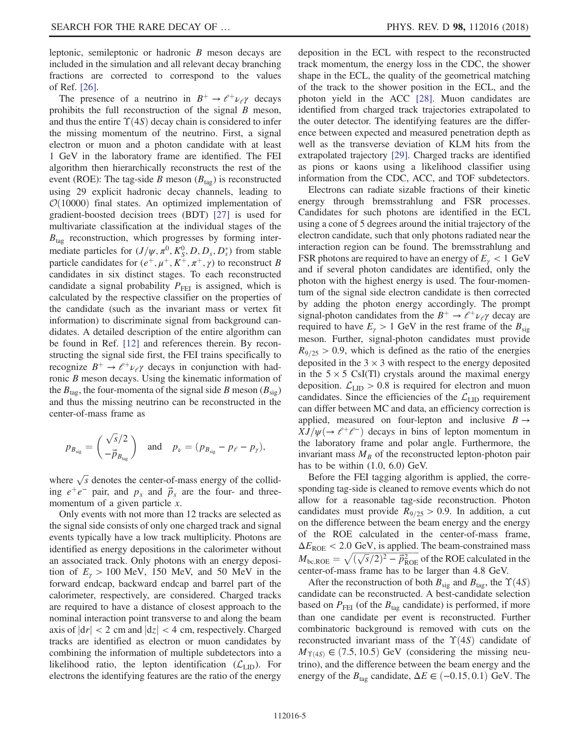leptonic, semileptonic or hadronic $B$ meson decays are included in the simulation and all relevant decay branching fractions are corrected to correspond to the values of Ref. [26].

The presence of a neutrino in $B^+ \to \ell^+ \nu_\ell \gamma$ decays prohibits the full reconstruction of the signal $B$ meson, and thus the entire $\Upsilon(4S)$ decay chain is considered to infer the missing momentum of the neutrino. First, a signal electron or muon and a photon candidate with at least 1 GeV in the laboratory frame are identified. The FEI algorithm then hierarchically reconstructs the rest of the event (ROE): The tag-side $B$ meson ($B_{\mathrm{tag}}$) is reconstructed using 29 explicit hadronic decay channels, leading to $\mathcal{O}(10000)$ final states. An optimized implementation of gradient-boosted decision trees (BDT) [27] is used for multivariate classification at the individual stages of the $B_{\mathrm{tag}}$ reconstruction, which progresses by forming intermediate particles for $(J/\psi, \pi^0, K_S^0, D, D_s, D_s^*)$ from stable particle candidates for $(e^+, \mu^+, K^+, \pi^+, \gamma)$ to reconstruct $B$ candidates in six distinct stages. To each reconstructed candidate a signal probability $P_{\mathrm{FEI}}$ is assigned, which is calculated by the respective classifier on the properties of the candidate (such as the invariant mass or vertex fit information) to discriminate signal from background candidates. A detailed description of the entire algorithm can be found in Ref. [12] and references therein. By reconstructing the signal side first, the FEI trains specifically to recognize $B^+ \to \ell^+ \nu_\ell \gamma$ decays in conjunction with hadronic $B$ meson decays. Using the kinematic information of the $B_{\mathrm{tag}}$, the four-momenta of the signal side $B$ meson ($B_{\mathrm{sig}}$) and thus the missing neutrino can be reconstructed in the center-of-mass frame as

$$p_{B_{\mathrm{sig}}} = \begin{pmatrix} \sqrt{s}/2 \\ -\vec{p}_{B_{\mathrm{tag}}} \end{pmatrix} \quad \text{and} \quad p_\nu = (p_{B_{\mathrm{sig}}} - p_\ell - p_\gamma),$$

where $\sqrt{s}$ denotes the center-of-mass energy of the colliding $e^+e^-$ pair, and $p_x$ and $\vec{p}_x$ are the four- and three-momentum of a given particle $x$.

Only events with not more than 12 tracks are selected as the signal side consists of only one charged track and signal events typically have a low track multiplicity. Photons are identified as energy depositions in the calorimeter without an associated track. Only photons with an energy deposition of $E_\gamma > 100$ MeV, 150 MeV, and 50 MeV in the forward endcap, backward endcap and barrel part of the calorimeter, respectively, are considered. Charged tracks are required to have a distance of closest approach to the nominal interaction point transverse to and along the beam axis of $|\mathrm{d}r| < 2$ cm and $|\mathrm{d}z| < 4$ cm, respectively. Charged tracks are identified as electron or muon candidates by combining the information of multiple subdetectors into a likelihood ratio, the lepton identification ($\mathcal{L}_{\mathrm{LID}}$). For electrons the identifying features are the ratio of the energy deposition in the ECL with respect to the reconstructed track momentum, the energy loss in the CDC, the shower shape in the ECL, the quality of the geometrical matching of the track to the shower position in the ECL, and the photon yield in the ACC [28]. Muon candidates are identified from charged track trajectories extrapolated to the outer detector. The identifying features are the difference between expected and measured penetration depth as well as the transverse deviation of KLM hits from the extrapolated trajectory [29]. Charged tracks are identified as pions or kaons using a likelihood classifier using information from the CDC, ACC, and TOF subdetectors.

Electrons can radiate sizable fractions of their kinetic energy through bremsstrahlung and FSR processes. Candidates for such photons are identified in the ECL using a cone of 5 degrees around the initial trajectory of the electron candidate, such that only photons radiated near the interaction region can be found. The bremsstrahlung and FSR photons are required to have an energy of $E_\gamma < 1$ GeV and if several photon candidates are identified, only the photon with the highest energy is used. The four-momentum of the signal side electron candidate is then corrected by adding the photon energy accordingly. The prompt signal-photon candidates from the $B^+ \to \ell^+ \nu_\ell \gamma$ decay are required to have $E_\gamma > 1$ GeV in the rest frame of the $B_{\mathrm{sig}}$ meson. Further, signal-photon candidates must provide $R_{9/25} > 0.9$, which is defined as the ratio of the energies deposited in the $3 \times 3$ with respect to the energy deposited in the $5 \times 5$ CsI(Tl) crystals around the maximal energy deposition. $\mathcal{L}_{\mathrm{LID}} > 0.8$ is required for electron and muon candidates. Since the efficiencies of the $\mathcal{L}_{\mathrm{LID}}$ requirement can differ between MC and data, an efficiency correction is applied, measured on four-lepton and inclusive $B \to XJ/\psi(\to \ell^+\ell^-)$ decays in bins of lepton momentum in the laboratory frame and polar angle. Furthermore, the invariant mass $M_B$ of the reconstructed lepton-photon pair has to be within (1.0, 6.0) GeV.

Before the FEI tagging algorithm is applied, the corresponding tag-side is cleaned to remove events which do not allow for a reasonable tag-side reconstruction. Photon candidates must provide $R_{9/25} > 0.9$. In addition, a cut on the difference between the beam energy and the energy of the ROE calculated in the center-of-mass frame, $\Delta E_{\mathrm{ROE}} < 2.0$ GeV, is applied. The beam-constrained mass $M_{\mathrm{bc,ROE}} = \sqrt{(\sqrt{s}/2)^2 - \vec{p}_{\mathrm{ROE}}^{\,2}}$ of the ROE calculated in the center-of-mass frame has to be larger than 4.8 GeV.

After the reconstruction of both $B_{\mathrm{sig}}$ and $B_{\mathrm{tag}}$, the $\Upsilon(4S)$ candidate can be reconstructed. A best-candidate selection based on $P_{\mathrm{FEI}}$ (of the $B_{\mathrm{tag}}$ candidate) is performed, if more than one candidate per event is reconstructed. Further combinatoric background is removed with cuts on the reconstructed invariant mass of the $\Upsilon(4S)$ candidate of $M_{\Upsilon(4S)} \in (7.5, 10.5)$ GeV (considering the missing neutrino), and the difference between the beam energy and the energy of the $B_{\mathrm{tag}}$ candidate, $\Delta E \in (-0.15, 0.1)$ GeV. The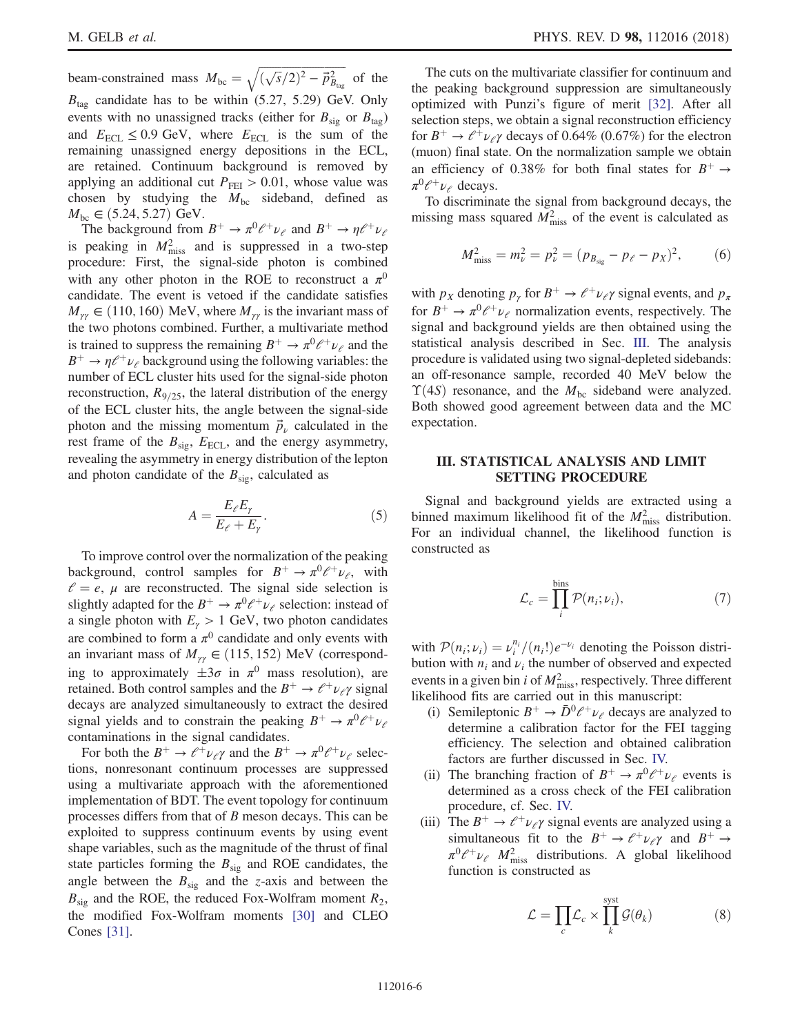beam-constrained mass $M_{\rm bc} = \sqrt{(\sqrt{s}/2)^2 - \vec{p}^{\,2}_{B_{\rm tag}}}$ of the $B_{\rm tag}$ candidate has to be within (5.27, 5.29) GeV. Only events with no unassigned tracks (either for $B_{\rm sig}$ or $B_{\rm tag}$) and $E_{\rm ECL} \leq 0.9$ GeV, where $E_{\rm ECL}$ is the sum of the remaining unassigned energy depositions in the ECL, are retained. Continuum background is removed by applying an additional cut $P_{\rm FEI} > 0.01$, whose value was chosen by studying the $M_{\rm bc}$ sideband, defined as $M_{\rm bc} \in (5.24, 5.27)$ GeV.

The background from $B^+ \to \pi^0 \ell^+ \nu_\ell$ and $B^+ \to \eta \ell^+ \nu_\ell$ is peaking in $M^2_{\rm miss}$ and is suppressed in a two-step procedure: First, the signal-side photon is combined with any other photon in the ROE to reconstruct a $\pi^0$ candidate. The event is vetoed if the candidate satisfies $M_{\gamma\gamma} \in (110, 160)$ MeV, where $M_{\gamma\gamma}$ is the invariant mass of the two photons combined. Further, a multivariate method is trained to suppress the remaining $B^+ \to \pi^0 \ell^+ \nu_\ell$ and the $B^+ \to \eta \ell^+ \nu_\ell$ background using the following variables: the number of ECL cluster hits used for the signal-side photon reconstruction, $R_{9/25}$, the lateral distribution of the energy of the ECL cluster hits, the angle between the signal-side photon and the missing momentum $\vec{p}_\nu$ calculated in the rest frame of the $B_{\rm sig}$, $E_{\rm ECL}$, and the energy asymmetry, revealing the asymmetry in energy distribution of the lepton and photon candidate of the $B_{\rm sig}$, calculated as

$$A = \frac{E_\ell E_\gamma}{E_\ell + E_\gamma}. \tag{5}$$

To improve control over the normalization of the peaking background, control samples for $B^+ \to \pi^0 \ell^+ \nu_\ell$, with $\ell = e$, $\mu$ are reconstructed. The signal side selection is slightly adapted for the $B^+ \to \pi^0 \ell^+ \nu_\ell$ selection: instead of a single photon with $E_\gamma > 1$ GeV, two photon candidates are combined to form a $\pi^0$ candidate and only events with an invariant mass of $M_{\gamma\gamma} \in (115, 152)$ MeV (corresponding to approximately $\pm 3\sigma$ in $\pi^0$ mass resolution), are retained. Both control samples and the $B^+ \to \ell^+ \nu_\ell \gamma$ signal decays are analyzed simultaneously to extract the desired signal yields and to constrain the peaking $B^+ \to \pi^0 \ell^+ \nu_\ell$ contaminations in the signal candidates.

For both the $B^+ \to \ell^+ \nu_\ell \gamma$ and the $B^+ \to \pi^0 \ell^+ \nu_\ell$ selections, nonresonant continuum processes are suppressed using a multivariate approach with the aforementioned implementation of BDT. The event topology for continuum processes differs from that of $B$ meson decays. This can be exploited to suppress continuum events by using event shape variables, such as the magnitude of the thrust of final state particles forming the $B_{\rm sig}$ and ROE candidates, the angle between the $B_{\rm sig}$ and the $z$-axis and between the $B_{\rm sig}$ and the ROE, the reduced Fox-Wolfram moment $R_2$, the modified Fox-Wolfram moments [30] and CLEO Cones [31].

The cuts on the multivariate classifier for continuum and the peaking background suppression are simultaneously optimized with Punzi's figure of merit [32]. After all selection steps, we obtain a signal reconstruction efficiency for $B^+ \to \ell^+ \nu_\ell \gamma$ decays of 0.64% (0.67%) for the electron (muon) final state. On the normalization sample we obtain an efficiency of 0.38% for both final states for $B^+ \to \pi^0 \ell^+ \nu_\ell$ decays.

To discriminate the signal from background decays, the missing mass squared $M^2_{\rm miss}$ of the event is calculated as

$$M^2_{\rm miss} = m^2_\nu = p^2_\nu = (p_{B_{\rm sig}} - p_\ell - p_X)^2, \tag{6}$$

with $p_X$ denoting $p_\gamma$ for $B^+ \to \ell^+ \nu_\ell \gamma$ signal events, and $p_\pi$ for $B^+ \to \pi^0 \ell^+ \nu_\ell$ normalization events, respectively. The signal and background yields are then obtained using the statistical analysis described in Sec. III. The analysis procedure is validated using two signal-depleted sidebands: an off-resonance sample, recorded 40 MeV below the $\Upsilon(4S)$ resonance, and the $M_{\rm bc}$ sideband were analyzed. Both showed good agreement between data and the MC expectation.

## III. STATISTICAL ANALYSIS AND LIMIT SETTING PROCEDURE

Signal and background yields are extracted using a binned maximum likelihood fit of the $M^2_{\rm miss}$ distribution. For an individual channel, the likelihood function is constructed as

$$\mathcal{L}_c = \prod_i^{\rm bins} \mathcal{P}(n_i; \nu_i), \tag{7}$$

with $\mathcal{P}(n_i; \nu_i) = \nu_i^{n_i}/(n_i!) e^{-\nu_i}$ denoting the Poisson distribution with $n_i$ and $\nu_i$ the number of observed and expected events in a given bin $i$ of $M^2_{\rm miss}$, respectively. Three different likelihood fits are carried out in this manuscript:

(i) Semileptonic $B^+ \to \bar{D}^0 \ell^+ \nu_\ell$ decays are analyzed to determine a calibration factor for the FEI tagging efficiency. The selection and obtained calibration factors are further discussed in Sec. IV.

(ii) The branching fraction of $B^+ \to \pi^0 \ell^+ \nu_\ell$ events is determined as a cross check of the FEI calibration procedure, cf. Sec. IV.

(iii) The $B^+ \to \ell^+ \nu_\ell \gamma$ signal events are analyzed using a simultaneous fit to the $B^+ \to \ell^+ \nu_\ell \gamma$ and $B^+ \to \pi^0 \ell^+ \nu_\ell$ $M^2_{\rm miss}$ distributions. A global likelihood function is constructed as

$$\mathcal{L} = \prod_c \mathcal{L}_c \times \prod_k^{\rm syst} \mathcal{G}(\theta_k) \tag{8}$$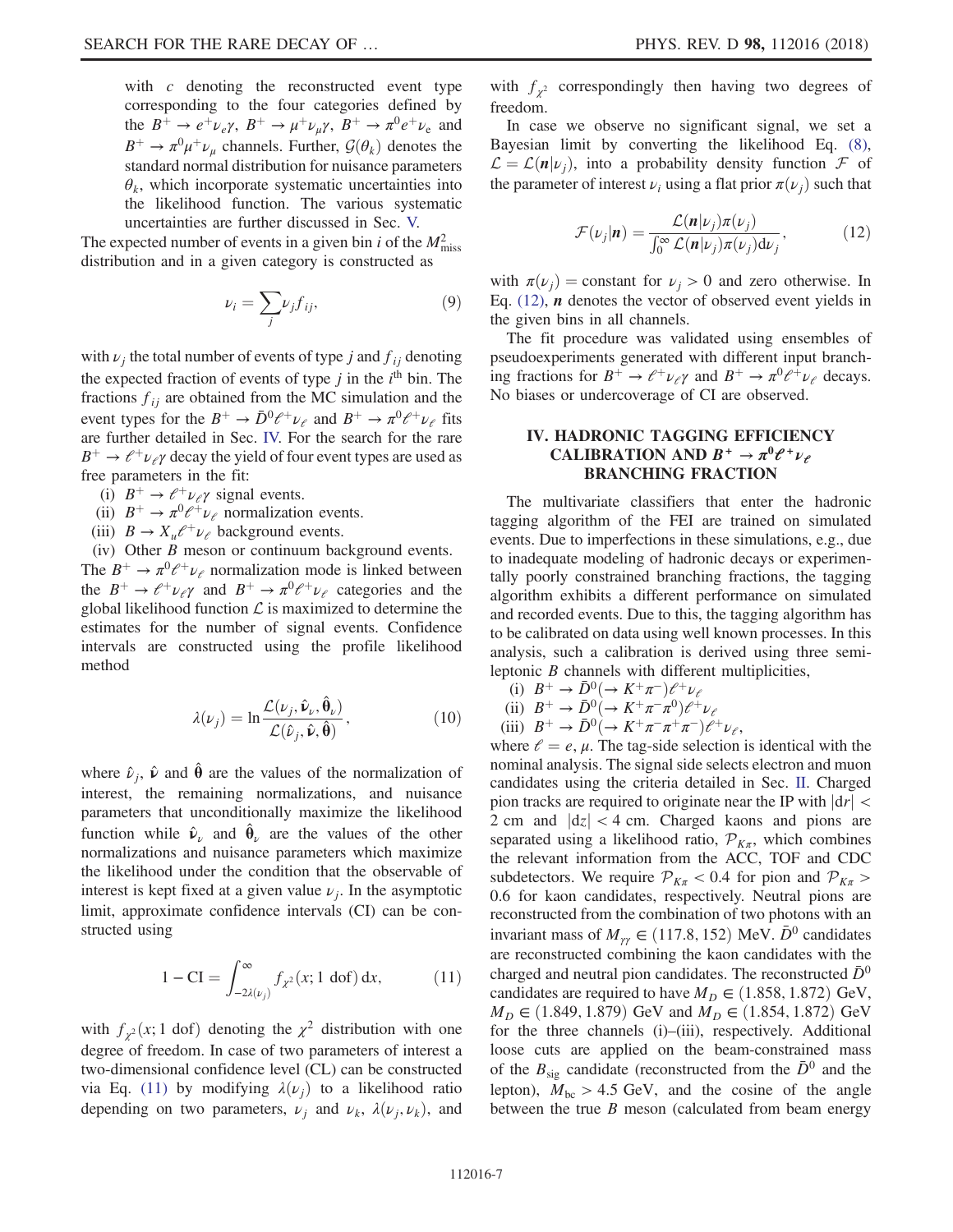with $c$ denoting the reconstructed event type corresponding to the four categories defined by the $B^+ \to e^+\nu_e\gamma$, $B^+ \to \mu^+\nu_\mu\gamma$, $B^+ \to \pi^0 e^+\nu_e$ and $B^+ \to \pi^0\mu^+\nu_\mu$ channels. Further, $\mathcal{G}(\theta_k)$ denotes the standard normal distribution for nuisance parameters $\theta_k$, which incorporate systematic uncertainties into the likelihood function. The various systematic uncertainties are further discussed in Sec. V.

The expected number of events in a given bin $i$ of the $M^2_{\mathrm{miss}}$ distribution and in a given category is constructed as

$$\nu_i = \sum_j \nu_j f_{ij}, \tag{9}$$

with $\nu_j$ the total number of events of type $j$ and $f_{ij}$ denoting the expected fraction of events of type $j$ in the $i^{\mathrm{th}}$ bin. The fractions $f_{ij}$ are obtained from the MC simulation and the event types for the $B^+ \to \bar{D}^0\ell^+\nu_\ell$ and $B^+ \to \pi^0\ell^+\nu_\ell$ fits are further detailed in Sec. IV. For the search for the rare $B^+ \to \ell^+\nu_\ell\gamma$ decay the yield of four event types are used as free parameters in the fit:

(i) $B^+ \to \ell^+\nu_\ell\gamma$ signal events.
(ii) $B^+ \to \pi^0\ell^+\nu_\ell$ normalization events.
(iii) $B \to X_u\ell^+\nu_\ell$ background events.
(iv) Other $B$ meson or continuum background events.

The $B^+ \to \pi^0\ell^+\nu_\ell$ normalization mode is linked between the $B^+ \to \ell^+\nu_\ell\gamma$ and $B^+ \to \pi^0\ell^+\nu_\ell$ categories and the global likelihood function $\mathcal{L}$ is maximized to determine the estimates for the number of signal events. Confidence intervals are constructed using the profile likelihood method

$$\lambda(\nu_j) = \ln\frac{\mathcal{L}(\nu_j, \hat{\hat{\boldsymbol{\nu}}}_\nu, \hat{\hat{\boldsymbol{\theta}}}_\nu)}{\mathcal{L}(\hat{\nu}_j, \hat{\boldsymbol{\nu}}, \hat{\boldsymbol{\theta}})}, \tag{10}$$

where $\hat{\nu}_j$, $\hat{\boldsymbol{\nu}}$ and $\hat{\boldsymbol{\theta}}$ are the values of the normalization of interest, the remaining normalizations, and nuisance parameters that unconditionally maximize the likelihood function while $\hat{\hat{\boldsymbol{\nu}}}_\nu$ and $\hat{\hat{\boldsymbol{\theta}}}_\nu$ are the values of the other normalizations and nuisance parameters which maximize the likelihood under the condition that the observable of interest is kept fixed at a given value $\nu_j$. In the asymptotic limit, approximate confidence intervals (CI) can be constructed using

$$1 - \mathrm{CI} = \int_{-2\lambda(\nu_j)}^{\infty} f_{\chi^2}(x; 1\ \mathrm{dof})\,\mathrm{d}x, \tag{11}$$

with $f_{\chi^2}(x; 1\ \mathrm{dof})$ denoting the $\chi^2$ distribution with one degree of freedom. In case of two parameters of interest a two-dimensional confidence level (CL) can be constructed via Eq. (11) by modifying $\lambda(\nu_j)$ to a likelihood ratio depending on two parameters, $\nu_j$ and $\nu_k$, $\lambda(\nu_j, \nu_k)$, and with $f_{\chi^2}$ correspondingly then having two degrees of freedom.

In case we observe no significant signal, we set a Bayesian limit by converting the likelihood Eq. (8), $\mathcal{L} = \mathcal{L}(\boldsymbol{n}|\nu_j)$, into a probability density function $\mathcal{F}$ of the parameter of interest $\nu_i$ using a flat prior $\pi(\nu_j)$ such that

$$\mathcal{F}(\nu_j|\boldsymbol{n}) = \frac{\mathcal{L}(\boldsymbol{n}|\nu_j)\pi(\nu_j)}{\int_0^\infty \mathcal{L}(\boldsymbol{n}|\nu_j)\pi(\nu_j)\mathrm{d}\nu_j}, \tag{12}$$

with $\pi(\nu_j) = $ constant for $\nu_j > 0$ and zero otherwise. In Eq. (12), $\boldsymbol{n}$ denotes the vector of observed event yields in the given bins in all channels.

The fit procedure was validated using ensembles of pseudoexperiments generated with different input branching fractions for $B^+ \to \ell^+\nu_\ell\gamma$ and $B^+ \to \pi^0\ell^+\nu_\ell$ decays. No biases or undercoverage of CI are observed.

## IV. HADRONIC TAGGING EFFICIENCY CALIBRATION AND $B^+ \to \pi^0\ell^+\nu_\ell$ BRANCHING FRACTION

The multivariate classifiers that enter the hadronic tagging algorithm of the FEI are trained on simulated events. Due to imperfections in these simulations, e.g., due to inadequate modeling of hadronic decays or experimentally poorly constrained branching fractions, the tagging algorithm exhibits a different performance on simulated and recorded events. Due to this, the tagging algorithm has to be calibrated on data using well known processes. In this analysis, such a calibration is derived using three semileptonic $B$ channels with different multiplicities,

(i) $B^+ \to \bar{D}^0(\to K^+\pi^-)\ell^+\nu_\ell$
(ii) $B^+ \to \bar{D}^0(\to K^+\pi^-\pi^0)\ell^+\nu_\ell$
(iii) $B^+ \to \bar{D}^0(\to K^+\pi^-\pi^+\pi^-)\ell^+\nu_\ell$,

where $\ell = e, \mu$. The tag-side selection is identical with the nominal analysis. The signal side selects electron and muon candidates using the criteria detailed in Sec. II. Charged pion tracks are required to originate near the IP with $|\mathrm{d}r| < 2$ cm and $|\mathrm{d}z| < 4$ cm. Charged kaons and pions are separated using a likelihood ratio, $\mathcal{P}_{K\pi}$, which combines the relevant information from the ACC, TOF and CDC subdetectors. We require $\mathcal{P}_{K\pi} < 0.4$ for pion and $\mathcal{P}_{K\pi} > 0.6$ for kaon candidates, respectively. Neutral pions are reconstructed from the combination of two photons with an invariant mass of $M_{\gamma\gamma} \in (117.8, 152)$ MeV. $\bar{D}^0$ candidates are reconstructed combining the kaon candidates with the charged and neutral pion candidates. The reconstructed $\bar{D}^0$ candidates are required to have $M_D \in (1.858, 1.872)$ GeV, $M_D \in (1.849, 1.879)$ GeV and $M_D \in (1.854, 1.872)$ GeV for the three channels (i)–(iii), respectively. Additional loose cuts are applied on the beam-constrained mass of the $B_{\mathrm{sig}}$ candidate (reconstructed from the $\bar{D}^0$ and the lepton), $M_{\mathrm{bc}} > 4.5$ GeV, and the cosine of the angle between the true $B$ meson (calculated from beam energy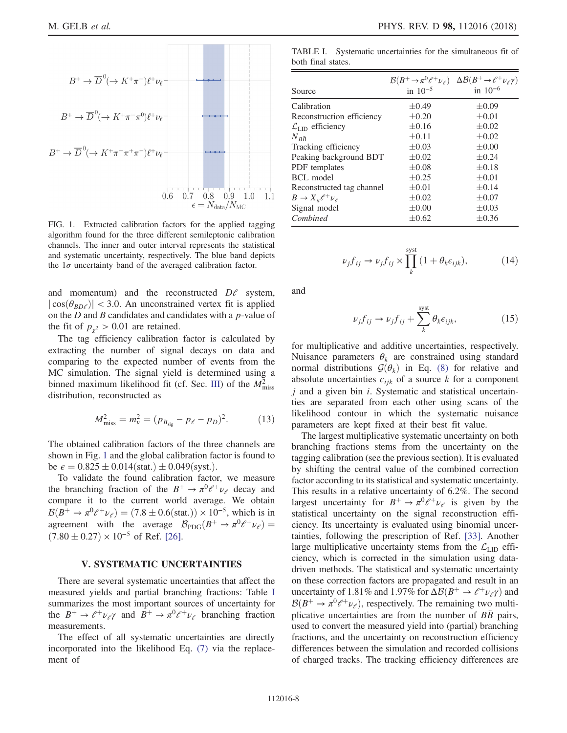FIG. 1. Extracted calibration factors for the applied tagging algorithm found for the three different semileptonic calibration channels. The inner and outer interval represents the statistical and systematic uncertainty, respectively. The blue band depicts the $1\sigma$ uncertainty band of the averaged calibration factor.

and momentum) and the reconstructed $D\ell$ system, $|\cos(\theta_{BD\ell})| < 3.0$. An unconstrained vertex fit is applied on the $D$ and $B$ candidates and candidates with a $p$-value of the fit of $p_{\chi^2} > 0.01$ are retained.

The tag efficiency calibration factor is calculated by extracting the number of signal decays on data and comparing to the expected number of events from the MC simulation. The signal yield is determined using a binned maximum likelihood fit (cf. Sec. III) of the $M^2_{\mathrm{miss}}$ distribution, reconstructed as

$$M^2_{\mathrm{miss}} = m^2_\nu = (p_{B_{\mathrm{sig}}} - p_\ell - p_D)^2. \tag{13}$$

The obtained calibration factors of the three channels are shown in Fig. 1 and the global calibration factor is found to be $\epsilon = 0.825 \pm 0.014(\mathrm{stat.}) \pm 0.049(\mathrm{syst.})$.

To validate the found calibration factor, we measure the branching fraction of the $B^+ \to \pi^0 \ell^+ \nu_\ell$ decay and compare it to the current world average. We obtain $\mathcal{B}(B^+ \to \pi^0 \ell^+ \nu_\ell) = (7.8 \pm 0.6(\mathrm{stat.})) \times 10^{-5}$, which is in agreement with the average $\mathcal{B}_{\mathrm{PDG}}(B^+ \to \pi^0 \ell^+ \nu_\ell) = (7.80 \pm 0.27) \times 10^{-5}$ of Ref. [26].

## V. SYSTEMATIC UNCERTAINTIES

There are several systematic uncertainties that affect the measured yields and partial branching fractions: Table I summarizes the most important sources of uncertainty for the $B^+ \to \ell^+ \nu_\ell \gamma$ and $B^+ \to \pi^0 \ell^+ \nu_\ell$ branching fraction measurements.

The effect of all systematic uncertainties are directly incorporated into the likelihood Eq. (7) via the replacement of

TABLE I. Systematic uncertainties for the simultaneous fit of both final states.

| Source | $\mathcal{B}(B^+ \to \pi^0 \ell^+ \nu_\ell)$ in $10^{-5}$ | $\Delta\mathcal{B}(B^+ \to \ell^+ \nu_\ell \gamma)$ in $10^{-6}$ |
|---|---|---|
| Calibration | $\pm 0.49$ | $\pm 0.09$ |
| Reconstruction efficiency | $\pm 0.20$ | $\pm 0.01$ |
| $\mathcal{L}_{\mathrm{LID}}$ efficiency | $\pm 0.16$ | $\pm 0.02$ |
| $N_{B\bar{B}}$ | $\pm 0.11$ | $\pm 0.02$ |
| Tracking efficiency | $\pm 0.03$ | $\pm 0.00$ |
| Peaking background BDT | $\pm 0.02$ | $\pm 0.24$ |
| PDF templates | $\pm 0.08$ | $\pm 0.18$ |
| BCL model | $\pm 0.25$ | $\pm 0.01$ |
| Reconstructed tag channel | $\pm 0.01$ | $\pm 0.14$ |
| $B \to X_u \ell^+ \nu_\ell$ | $\pm 0.02$ | $\pm 0.07$ |
| Signal model | $\pm 0.00$ | $\pm 0.03$ |
| *Combined* | $\pm 0.62$ | $\pm 0.36$ |

$$\nu_j f_{ij} \to \nu_j f_{ij} \times \prod_k^{\mathrm{syst}} (1 + \theta_k \epsilon_{ijk}), \tag{14}$$

and

$$\nu_j f_{ij} \to \nu_j f_{ij} + \sum_k^{\mathrm{syst}} \theta_k \epsilon_{ijk}, \tag{15}$$

for multiplicative and additive uncertainties, respectively. Nuisance parameters $\theta_k$ are constrained using standard normal distributions $\mathcal{G}(\theta_k)$ in Eq. (8) for relative and absolute uncertainties $\epsilon_{ijk}$ of a source $k$ for a component $j$ and a given bin $i$. Systematic and statistical uncertainties are separated from each other using scans of the likelihood contour in which the systematic nuisance parameters are kept fixed at their best fit value.

The largest multiplicative systematic uncertainty on both branching fractions stems from the uncertainty on the tagging calibration (see the previous section). It is evaluated by shifting the central value of the combined correction factor according to its statistical and systematic uncertainty. This results in a relative uncertainty of 6.2%. The second largest uncertainty for $B^+ \to \pi^0 \ell^+ \nu_\ell$ is given by the statistical uncertainty on the signal reconstruction efficiency. Its uncertainty is evaluated using binomial uncertainties, following the prescription of Ref. [33]. Another large multiplicative uncertainty stems from the $\mathcal{L}_{\mathrm{LID}}$ efficiency, which is corrected in the simulation using data-driven methods. The statistical and systematic uncertainty on these correction factors are propagated and result in an uncertainty of 1.81% and 1.97% for $\Delta\mathcal{B}(B^+ \to \ell^+ \nu_\ell \gamma)$ and $\mathcal{B}(B^+ \to \pi^0 \ell^+ \nu_\ell)$, respectively. The remaining two multiplicative uncertainties are from the number of $B\bar{B}$ pairs, used to convert the measured yield into (partial) branching fractions, and the uncertainty on reconstruction efficiency differences between the simulation and recorded collisions of charged tracks. The tracking efficiency differences are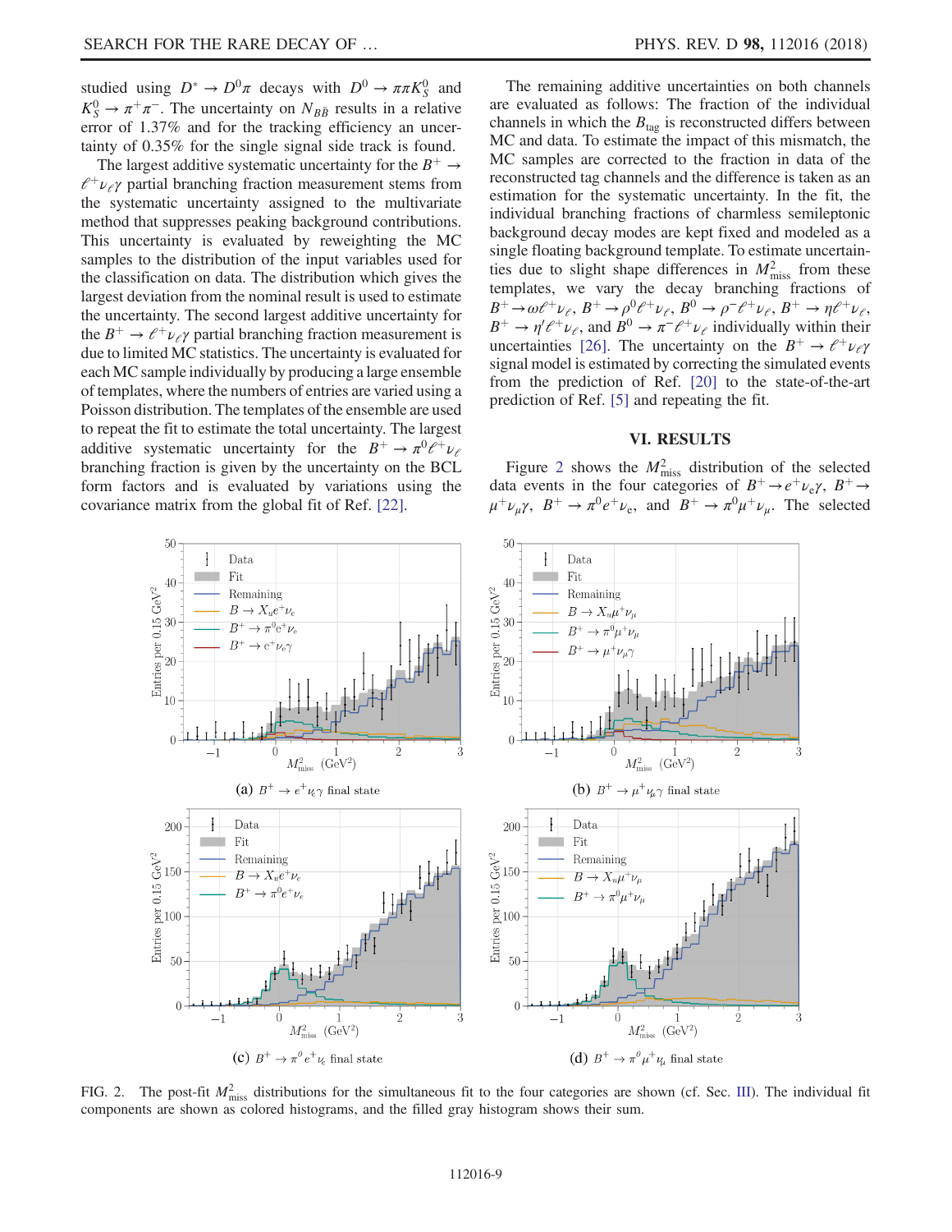studied using $D^* \to D^0\pi$ decays with $D^0 \to \pi\pi K_S^0$ and $K_S^0 \to \pi^+\pi^-$. The uncertainty on $N_{B\bar{B}}$ results in a relative error of 1.37% and for the tracking efficiency an uncertainty of 0.35% for the single signal side track is found.

The largest additive systematic uncertainty for the $B^+ \to \ell^+\nu_\ell\gamma$ partial branching fraction measurement stems from the systematic uncertainty assigned to the multivariate method that suppresses peaking background contributions. This uncertainty is evaluated by reweighting the MC samples to the distribution of the input variables used for the classification on data. The distribution which gives the largest deviation from the nominal result is used to estimate the uncertainty. The second largest additive uncertainty for the $B^+ \to \ell^+\nu_\ell\gamma$ partial branching fraction measurement is due to limited MC statistics. The uncertainty is evaluated for each MC sample individually by producing a large ensemble of templates, where the numbers of entries are varied using a Poisson distribution. The templates of the ensemble are used to repeat the fit to estimate the total uncertainty. The largest additive systematic uncertainty for the $B^+ \to \pi^0\ell^+\nu_\ell$ branching fraction is given by the uncertainty on the BCL form factors and is evaluated by variations using the covariance matrix from the global fit of Ref. [22].

The remaining additive uncertainties on both channels are evaluated as follows: The fraction of the individual channels in which the $B_{\rm tag}$ is reconstructed differs between MC and data. To estimate the impact of this mismatch, the MC samples are corrected to the fraction in data of the reconstructed tag channels and the difference is taken as an estimation for the systematic uncertainty. In the fit, the individual branching fractions of charmless semileptonic background decay modes are kept fixed and modeled as a single floating background template. To estimate uncertainties due to slight shape differences in $M_{\rm miss}^2$ from these templates, we vary the decay branching fractions of $B^+ \to \omega\ell^+\nu_\ell$, $B^+ \to \rho^0\ell^+\nu_\ell$, $B^0 \to \rho^-\ell^+\nu_\ell$, $B^+ \to \eta\ell^+\nu_\ell$, $B^+ \to \eta'\ell^+\nu_\ell$, and $B^0 \to \pi^-\ell^+\nu_\ell$ individually within their uncertainties [26]. The uncertainty on the $B^+ \to \ell^+\nu_\ell\gamma$ signal model is estimated by correcting the simulated events from the prediction of Ref. [20] to the state-of-the-art prediction of Ref. [5] and repeating the fit.

## VI. RESULTS

Figure 2 shows the $M_{\rm miss}^2$ distribution of the selected data events in the four categories of $B^+ \to e^+\nu_e\gamma$, $B^+ \to \mu^+\nu_\mu\gamma$, $B^+ \to \pi^0 e^+\nu_e$, and $B^+ \to \pi^0\mu^+\nu_\mu$. The selected

(a) $B^+ \to e^+\nu_e\gamma$ final state

(b) $B^+ \to \mu^+\nu_\mu\gamma$ final state

(c) $B^+ \to \pi^0 e^+\nu_e$ final state

(d) $B^+ \to \pi^0\mu^+\nu_\mu$ final state

FIG. 2. The post-fit $M_{\rm miss}^2$ distributions for the simultaneous fit to the four categories are shown (cf. Sec. III). The individual fit components are shown as colored histograms, and the filled gray histogram shows their sum.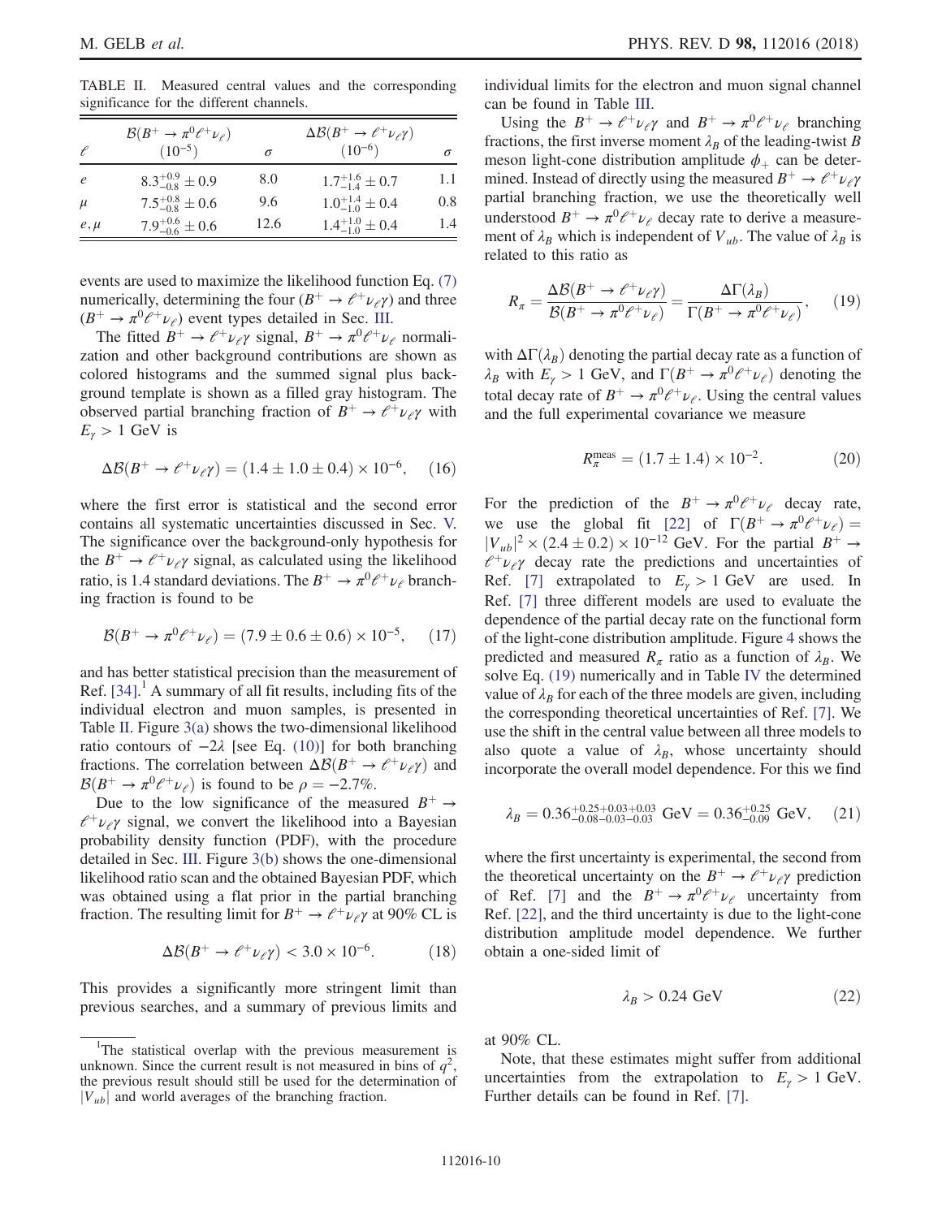TABLE II. Measured central values and the corresponding significance for the different channels.

| $\ell$ | $\mathcal{B}(B^+ \to \pi^0 \ell^+ \nu_\ell)$ $(10^{-5})$ | $\sigma$ | $\Delta\mathcal{B}(B^+ \to \ell^+ \nu_\ell \gamma)$ $(10^{-6})$ | $\sigma$ |
|---|---|---|---|---|
| $e$ | $8.3^{+0.9}_{-0.8} \pm 0.9$ | 8.0 | $1.7^{+1.6}_{-1.4} \pm 0.7$ | 1.1 |
| $\mu$ | $7.5^{+0.8}_{-0.8} \pm 0.6$ | 9.6 | $1.0^{+1.4}_{-1.0} \pm 0.4$ | 0.8 |
| $e, \mu$ | $7.9^{+0.6}_{-0.6} \pm 0.6$ | 12.6 | $1.4^{+1.0}_{-1.0} \pm 0.4$ | 1.4 |

events are used to maximize the likelihood function Eq. (7) numerically, determining the four $(B^+ \to \ell^+ \nu_\ell \gamma)$ and three $(B^+ \to \pi^0 \ell^+ \nu_\ell)$ event types detailed in Sec. III.

The fitted $B^+ \to \ell^+ \nu_\ell \gamma$ signal, $B^+ \to \pi^0 \ell^+ \nu_\ell$ normalization and other background contributions are shown as colored histograms and the summed signal plus background template is shown as a filled gray histogram. The observed partial branching fraction of $B^+ \to \ell^+ \nu_\ell \gamma$ with $E_\gamma > 1$ GeV is

$$\Delta\mathcal{B}(B^+ \to \ell^+ \nu_\ell \gamma) = (1.4 \pm 1.0 \pm 0.4) \times 10^{-6}, \quad (16)$$

where the first error is statistical and the second error contains all systematic uncertainties discussed in Sec. V. The significance over the background-only hypothesis for the $B^+ \to \ell^+ \nu_\ell \gamma$ signal, as calculated using the likelihood ratio, is 1.4 standard deviations. The $B^+ \to \pi^0 \ell^+ \nu_\ell$ branching fraction is found to be

$$\mathcal{B}(B^+ \to \pi^0 \ell^+ \nu_\ell) = (7.9 \pm 0.6 \pm 0.6) \times 10^{-5}, \quad (17)$$

and has better statistical precision than the measurement of Ref. [34].[1] A summary of all fit results, including fits of the individual electron and muon samples, is presented in Table II. Figure 3(a) shows the two-dimensional likelihood ratio contours of $-2\lambda$ [see Eq. (10)] for both branching fractions. The correlation between $\Delta\mathcal{B}(B^+ \to \ell^+ \nu_\ell \gamma)$ and $\mathcal{B}(B^+ \to \pi^0 \ell^+ \nu_\ell)$ is found to be $\rho = -2.7\%$.

Due to the low significance of the measured $B^+ \to \ell^+ \nu_\ell \gamma$ signal, we convert the likelihood into a Bayesian probability density function (PDF), with the procedure detailed in Sec. III. Figure 3(b) shows the one-dimensional likelihood ratio scan and the obtained Bayesian PDF, which was obtained using a flat prior in the partial branching fraction. The resulting limit for $B^+ \to \ell^+ \nu_\ell \gamma$ at 90% CL is

$$\Delta\mathcal{B}(B^+ \to \ell^+ \nu_\ell \gamma) < 3.0 \times 10^{-6}. \quad (18)$$

This provides a significantly more stringent limit than previous searches, and a summary of previous limits and individual limits for the electron and muon signal channel can be found in Table III.

Using the $B^+ \to \ell^+ \nu_\ell \gamma$ and $B^+ \to \pi^0 \ell^+ \nu_\ell$ branching fractions, the first inverse moment $\lambda_B$ of the leading-twist $B$ meson light-cone distribution amplitude $\phi_+$ can be determined. Instead of directly using the measured $B^+ \to \ell^+ \nu_\ell \gamma$ partial branching fraction, we use the theoretically well understood $B^+ \to \pi^0 \ell^+ \nu_\ell$ decay rate to derive a measurement of $\lambda_B$ which is independent of $V_{ub}$. The value of $\lambda_B$ is related to this ratio as

$$R_\pi = \frac{\Delta\mathcal{B}(B^+ \to \ell^+ \nu_\ell \gamma)}{\mathcal{B}(B^+ \to \pi^0 \ell^+ \nu_\ell)} = \frac{\Delta\Gamma(\lambda_B)}{\Gamma(B^+ \to \pi^0 \ell^+ \nu_\ell)}, \quad (19)$$

with $\Delta\Gamma(\lambda_B)$ denoting the partial decay rate as a function of $\lambda_B$ with $E_\gamma > 1$ GeV, and $\Gamma(B^+ \to \pi^0 \ell^+ \nu_\ell)$ denoting the total decay rate of $B^+ \to \pi^0 \ell^+ \nu_\ell$. Using the central values and the full experimental covariance we measure

$$R_\pi^{\text{meas}} = (1.7 \pm 1.4) \times 10^{-2}. \quad (20)$$

For the prediction of the $B^+ \to \pi^0 \ell^+ \nu_\ell$ decay rate, we use the global fit [22] of $\Gamma(B^+ \to \pi^0 \ell^+ \nu_\ell) = |V_{ub}|^2 \times (2.4 \pm 0.2) \times 10^{-12}$ GeV. For the partial $B^+ \to \ell^+ \nu_\ell \gamma$ decay rate the predictions and uncertainties of Ref. [7] extrapolated to $E_\gamma > 1$ GeV are used. In Ref. [7] three different models are used to evaluate the dependence of the partial decay rate on the functional form of the light-cone distribution amplitude. Figure 4 shows the predicted and measured $R_\pi$ ratio as a function of $\lambda_B$. We solve Eq. (19) numerically and in Table IV the determined value of $\lambda_B$ for each of the three models are given, including the corresponding theoretical uncertainties of Ref. [7]. We use the shift in the central value between all three models to also quote a value of $\lambda_B$, whose uncertainty should incorporate the overall model dependence. For this we find

$$\lambda_B = 0.36^{+0.25+0.03+0.03}_{-0.08-0.03-0.03} \text{ GeV} = 0.36^{+0.25}_{-0.09} \text{ GeV}, \quad (21)$$

where the first uncertainty is experimental, the second from the theoretical uncertainty on the $B^+ \to \ell^+ \nu_\ell \gamma$ prediction of Ref. [7] and the $B^+ \to \pi^0 \ell^+ \nu_\ell$ uncertainty from Ref. [22], and the third uncertainty is due to the light-cone distribution amplitude model dependence. We further obtain a one-sided limit of

$$\lambda_B > 0.24 \text{ GeV} \quad (22)$$

at 90% CL.

Note, that these estimates might suffer from additional uncertainties from the extrapolation to $E_\gamma > 1$ GeV. Further details can be found in Ref. [7].

[1] The statistical overlap with the previous measurement is unknown. Since the current result is not measured in bins of $q^2$, the previous result should still be used for the determination of $|V_{ub}|$ and world averages of the branching fraction.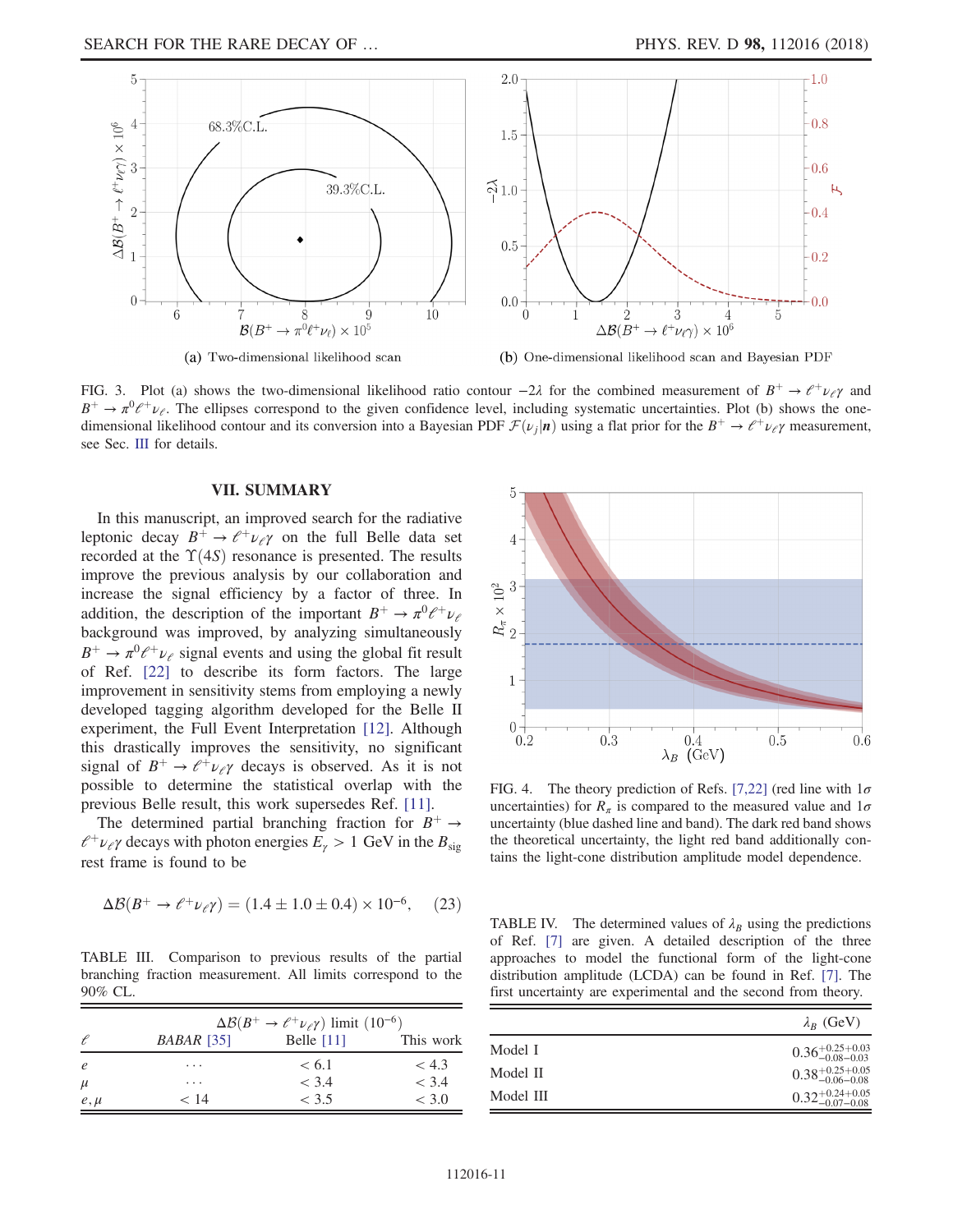(a) Two-dimensional likelihood scan

(b) One-dimensional likelihood scan and Bayesian PDF

FIG. 3. Plot (a) shows the two-dimensional likelihood ratio contour $-2\lambda$ for the combined measurement of $B^+ \to \ell^+\nu_\ell\gamma$ and $B^+ \to \pi^0\ell^+\nu_\ell$. The ellipses correspond to the given confidence level, including systematic uncertainties. Plot (b) shows the one-dimensional likelihood contour and its conversion into a Bayesian PDF $\mathcal{F}(\nu_j|\boldsymbol{n})$ using a flat prior for the $B^+ \to \ell^+\nu_\ell\gamma$ measurement, see Sec. III for details.

## VII. SUMMARY

In this manuscript, an improved search for the radiative leptonic decay $B^+ \to \ell^+\nu_\ell\gamma$ on the full Belle data set recorded at the $\Upsilon(4S)$ resonance is presented. The results improve the previous analysis by our collaboration and increase the signal efficiency by a factor of three. In addition, the description of the important $B^+ \to \pi^0\ell^+\nu_\ell$ background was improved, by analyzing simultaneously $B^+ \to \pi^0\ell^+\nu_\ell$ signal events and using the global fit result of Ref. [22] to describe its form factors. The large improvement in sensitivity stems from employing a newly developed tagging algorithm developed for the Belle II experiment, the Full Event Interpretation [12]. Although this drastically improves the sensitivity, no significant signal of $B^+ \to \ell^+\nu_\ell\gamma$ decays is observed. As it is not possible to determine the statistical overlap with the previous Belle result, this work supersedes Ref. [11].

The determined partial branching fraction for $B^+ \to \ell^+\nu_\ell\gamma$ decays with photon energies $E_\gamma > 1$ GeV in the $B_{\rm sig}$ rest frame is found to be

$$\Delta\mathcal{B}(B^+ \to \ell^+\nu_\ell\gamma) = (1.4 \pm 1.0 \pm 0.4) \times 10^{-6}, \tag{23}$$

TABLE III. Comparison to previous results of the partial branching fraction measurement. All limits correspond to the 90% CL.

| | $\Delta\mathcal{B}(B^+ \to \ell^+\nu_\ell\gamma)$ limit $(10^{-6})$ | | |
|---|---|---|---|
| $\ell$ | *BABAR* [35] | Belle [11] | This work |
| $e$ | ⋯ | $< 6.1$ | $< 4.3$ |
| $\mu$ | ⋯ | $< 3.4$ | $< 3.4$ |
| $e, \mu$ | $< 14$ | $< 3.5$ | $< 3.0$ |

FIG. 4. The theory prediction of Refs. [7,22] (red line with $1\sigma$ uncertainties) for $R_\pi$ is compared to the measured value and $1\sigma$ uncertainty (blue dashed line and band). The dark red band shows the theoretical uncertainty, the light red band additionally contains the light-cone distribution amplitude model dependence.

TABLE IV. The determined values of $\lambda_B$ using the predictions of Ref. [7] are given. A detailed description of the three approaches to model the functional form of the light-cone distribution amplitude (LCDA) can be found in Ref. [7]. The first uncertainty are experimental and the second from theory.

| | $\lambda_B$ (GeV) |
|---|---|
| Model I | $0.36^{+0.25+0.03}_{-0.08-0.03}$ |
| Model II | $0.38^{+0.25+0.05}_{-0.06-0.08}$ |
| Model III | $0.32^{+0.24+0.05}_{-0.07-0.08}$ |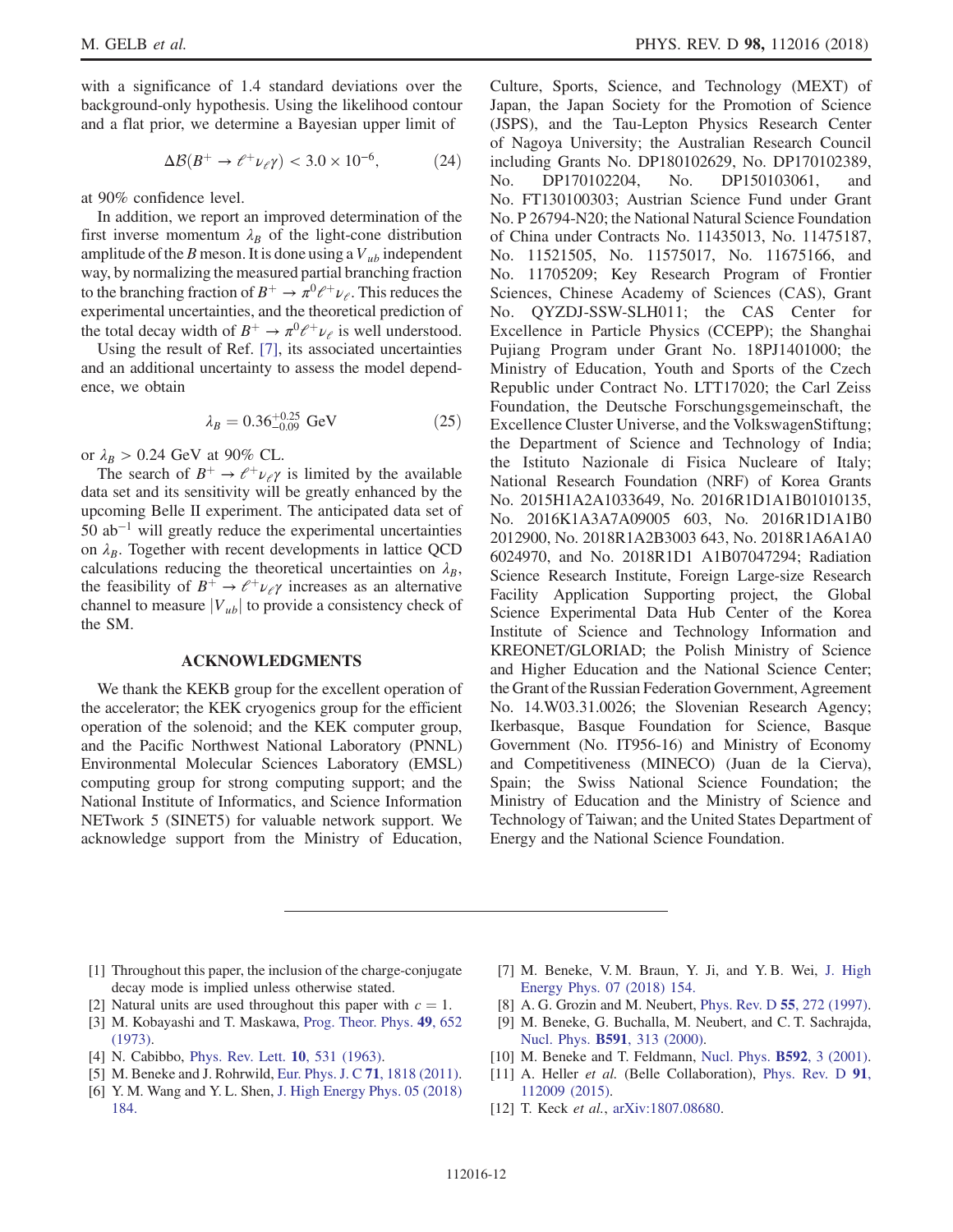with a significance of 1.4 standard deviations over the background-only hypothesis. Using the likelihood contour and a flat prior, we determine a Bayesian upper limit of

$$\Delta\mathcal{B}(B^+ \to \ell^+\nu_\ell\gamma) < 3.0 \times 10^{-6}, \tag{24}$$

at 90% confidence level.

In addition, we report an improved determination of the first inverse momentum $\lambda_B$ of the light-cone distribution amplitude of the $B$ meson. It is done using a $V_{ub}$ independent way, by normalizing the measured partial branching fraction to the branching fraction of $B^+ \to \pi^0\ell^+\nu_\ell$. This reduces the experimental uncertainties, and the theoretical prediction of the total decay width of $B^+ \to \pi^0\ell^+\nu_\ell$ is well understood.

Using the result of Ref. [7], its associated uncertainties and an additional uncertainty to assess the model dependence, we obtain

$$\lambda_B = 0.36^{+0.25}_{-0.09}\ \mathrm{GeV} \tag{25}$$

or $\lambda_B > 0.24$ GeV at 90% CL.

The search of $B^+ \to \ell^+\nu_\ell\gamma$ is limited by the available data set and its sensitivity will be greatly enhanced by the upcoming Belle II experiment. The anticipated data set of 50 ab$^{-1}$ will greatly reduce the experimental uncertainties on $\lambda_B$. Together with recent developments in lattice QCD calculations reducing the theoretical uncertainties on $\lambda_B$, the feasibility of $B^+ \to \ell^+\nu_\ell\gamma$ increases as an alternative channel to measure $|V_{ub}|$ to provide a consistency check of the SM.

## ACKNOWLEDGMENTS

We thank the KEKB group for the excellent operation of the accelerator; the KEK cryogenics group for the efficient operation of the solenoid; and the KEK computer group, and the Pacific Northwest National Laboratory (PNNL) Environmental Molecular Sciences Laboratory (EMSL) computing group for strong computing support; and the National Institute of Informatics, and Science Information NETwork 5 (SINET5) for valuable network support. We acknowledge support from the Ministry of Education, Culture, Sports, Science, and Technology (MEXT) of Japan, the Japan Society for the Promotion of Science (JSPS), and the Tau-Lepton Physics Research Center of Nagoya University; the Australian Research Council including Grants No. DP180102629, No. DP170102389, No. DP170102204, No. DP150103061, and No. FT130100303; Austrian Science Fund under Grant No. P 26794-N20; the National Natural Science Foundation of China under Contracts No. 11435013, No. 11475187, No. 11521505, No. 11575017, No. 11675166, and No. 11705209; Key Research Program of Frontier Sciences, Chinese Academy of Sciences (CAS), Grant No. QYZDJ-SSW-SLH011; the CAS Center for Excellence in Particle Physics (CCEPP); the Shanghai Pujiang Program under Grant No. 18PJ1401000; the Ministry of Education, Youth and Sports of the Czech Republic under Contract No. LTT17020; the Carl Zeiss Foundation, the Deutsche Forschungsgemeinschaft, the Excellence Cluster Universe, and the VolkswagenStiftung; the Department of Science and Technology of India; the Istituto Nazionale di Fisica Nucleare of Italy; National Research Foundation (NRF) of Korea Grants No. 2015H1A2A1033649, No. 2016R1D1A1B01010135, No. 2016K1A3A7A09005 603, No. 2016R1D1A1B0 2012900, No. 2018R1A2B3003 643, No. 2018R1A6A1A0 6024970, and No. 2018R1D1 A1B07047294; Radiation Science Research Institute, Foreign Large-size Research Facility Application Supporting project, the Global Science Experimental Data Hub Center of the Korea Institute of Science and Technology Information and KREONET/GLORIAD; the Polish Ministry of Science and Higher Education and the National Science Center; the Grant of the Russian Federation Government, Agreement No. 14.W03.31.0026; the Slovenian Research Agency; Ikerbasque, Basque Foundation for Science, Basque Government (No. IT956-16) and Ministry of Economy and Competitiveness (MINECO) (Juan de la Cierva), Spain; the Swiss National Science Foundation; the Ministry of Education and the Ministry of Science and Technology of Taiwan; and the United States Department of Energy and the National Science Foundation.

---

[1] Throughout this paper, the inclusion of the charge-conjugate decay mode is implied unless otherwise stated.

[2] Natural units are used throughout this paper with $c = 1$.

[3] M. Kobayashi and T. Maskawa, Prog. Theor. Phys. **49**, 652 (1973).

[4] N. Cabibbo, Phys. Rev. Lett. **10**, 531 (1963).

[5] M. Beneke and J. Rohrwild, Eur. Phys. J. C **71**, 1818 (2011).

[6] Y. M. Wang and Y. L. Shen, J. High Energy Phys. 05 (2018) 184.

[7] M. Beneke, V. M. Braun, Y. Ji, and Y. B. Wei, J. High Energy Phys. 07 (2018) 154.

[8] A. G. Grozin and M. Neubert, Phys. Rev. D **55**, 272 (1997).

[9] M. Beneke, G. Buchalla, M. Neubert, and C. T. Sachrajda, Nucl. Phys. **B591**, 313 (2000).

[10] M. Beneke and T. Feldmann, Nucl. Phys. **B592**, 3 (2001).

[11] A. Heller *et al.* (Belle Collaboration), Phys. Rev. D **91**, 112009 (2015).

[12] T. Keck *et al.*, arXiv:1807.08680.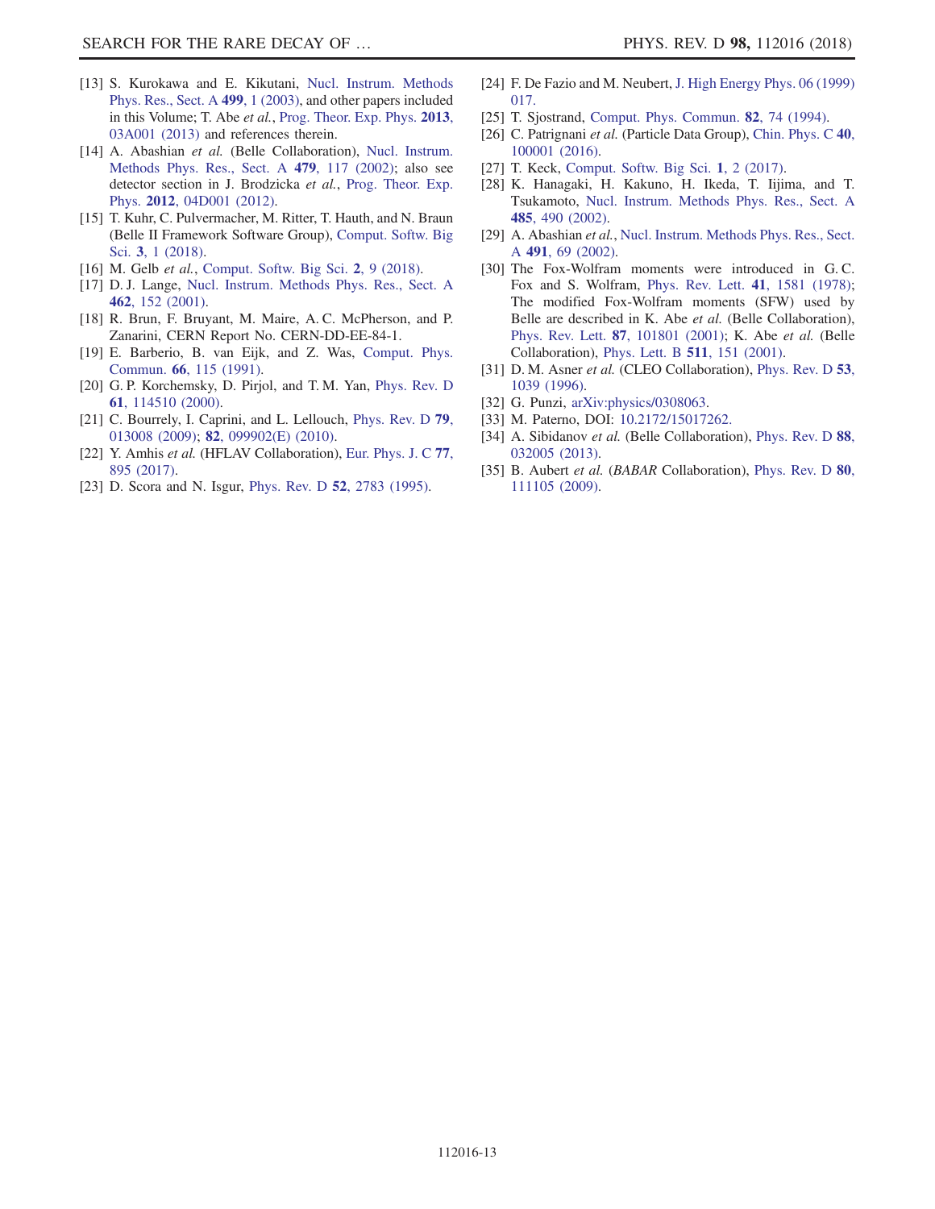[13] S. Kurokawa and E. Kikutani, Nucl. Instrum. Methods Phys. Res., Sect. A **499**, 1 (2003), and other papers included in this Volume; T. Abe *et al.*, Prog. Theor. Exp. Phys. **2013**, 03A001 (2013) and references therein.

[14] A. Abashian *et al.* (Belle Collaboration), Nucl. Instrum. Methods Phys. Res., Sect. A **479**, 117 (2002); also see detector section in J. Brodzicka *et al.*, Prog. Theor. Exp. Phys. **2012**, 04D001 (2012).

[15] T. Kuhr, C. Pulvermacher, M. Ritter, T. Hauth, and N. Braun (Belle II Framework Software Group), Comput. Softw. Big Sci. **3**, 1 (2018).

[16] M. Gelb *et al.*, Comput. Softw. Big Sci. **2**, 9 (2018).

[17] D. J. Lange, Nucl. Instrum. Methods Phys. Res., Sect. A **462**, 152 (2001).

[18] R. Brun, F. Bruyant, M. Maire, A. C. McPherson, and P. Zanarini, CERN Report No. CERN-DD-EE-84-1.

[19] E. Barberio, B. van Eijk, and Z. Was, Comput. Phys. Commun. **66**, 115 (1991).

[20] G. P. Korchemsky, D. Pirjol, and T. M. Yan, Phys. Rev. D **61**, 114510 (2000).

[21] C. Bourrely, I. Caprini, and L. Lellouch, Phys. Rev. D **79**, 013008 (2009); **82**, 099902(E) (2010).

[22] Y. Amhis *et al.* (HFLAV Collaboration), Eur. Phys. J. C **77**, 895 (2017).

[23] D. Scora and N. Isgur, Phys. Rev. D **52**, 2783 (1995).

[24] F. De Fazio and M. Neubert, J. High Energy Phys. 06 (1999) 017.

[25] T. Sjostrand, Comput. Phys. Commun. **82**, 74 (1994).

[26] C. Patrignani *et al.* (Particle Data Group), Chin. Phys. C **40**, 100001 (2016).

[27] T. Keck, Comput. Softw. Big Sci. **1**, 2 (2017).

[28] K. Hanagaki, H. Kakuno, H. Ikeda, T. Iijima, and T. Tsukamoto, Nucl. Instrum. Methods Phys. Res., Sect. A **485**, 490 (2002).

[29] A. Abashian *et al.*, Nucl. Instrum. Methods Phys. Res., Sect. A **491**, 69 (2002).

[30] The Fox-Wolfram moments were introduced in G. C. Fox and S. Wolfram, Phys. Rev. Lett. **41**, 1581 (1978); The modified Fox-Wolfram moments (SFW) used by Belle are described in K. Abe *et al.* (Belle Collaboration), Phys. Rev. Lett. **87**, 101801 (2001); K. Abe *et al.* (Belle Collaboration), Phys. Lett. B **511**, 151 (2001).

[31] D. M. Asner *et al.* (CLEO Collaboration), Phys. Rev. D **53**, 1039 (1996).

[32] G. Punzi, arXiv:physics/0308063.

[33] M. Paterno, DOI: 10.2172/15017262.

[34] A. Sibidanov *et al.* (Belle Collaboration), Phys. Rev. D **88**, 032005 (2013).

[35] B. Aubert *et al.* (*BABAR* Collaboration), Phys. Rev. D **80**, 111105 (2009).